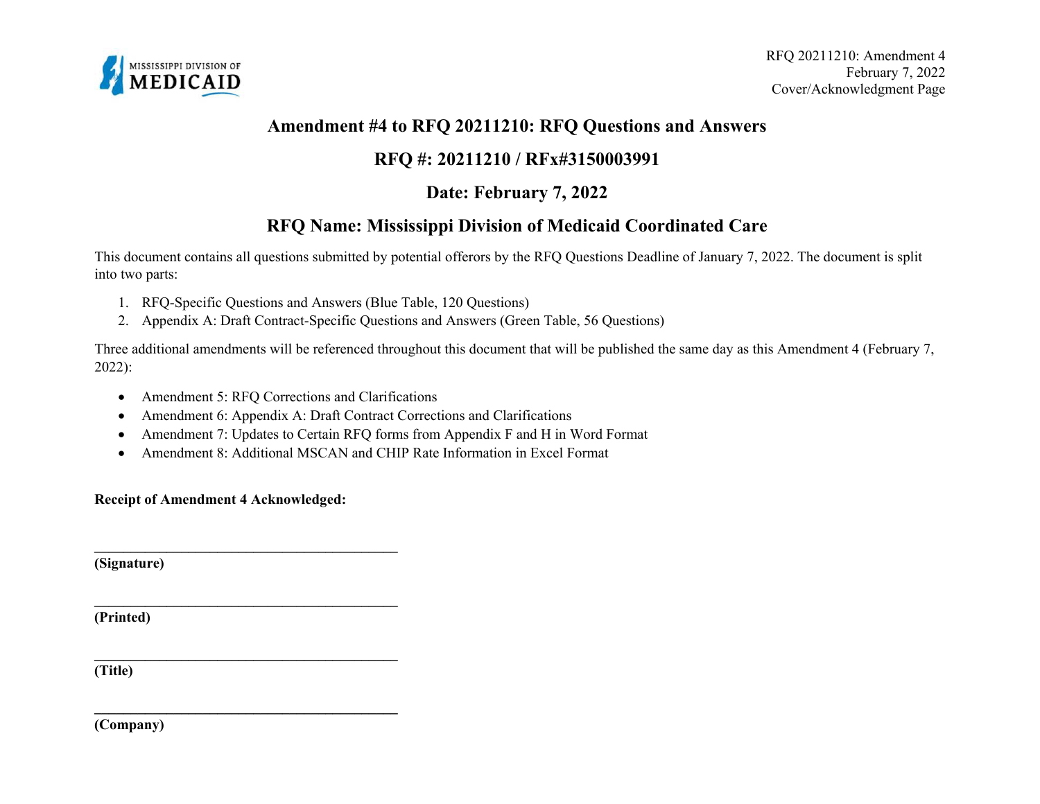RFQ 20211210: Amendment 4
February 7, 2022
Cover/Acknowledgment Page

# Amendment #4 to RFQ 20211210: RFQ Questions and Answers

## RFQ #: 20211210 / RFx#3150003991

## Date: February 7, 2022

## RFQ Name: Mississippi Division of Medicaid Coordinated Care

This document contains all questions submitted by potential offerors by the RFQ Questions Deadline of January 7, 2022. The document is split into two parts:

1. RFQ-Specific Questions and Answers (Blue Table, 120 Questions)
2. Appendix A: Draft Contract-Specific Questions and Answers (Green Table, 56 Questions)

Three additional amendments will be referenced throughout this document that will be published the same day as this Amendment 4 (February 7, 2022):

- Amendment 5: RFQ Corrections and Clarifications
- Amendment 6: Appendix A: Draft Contract Corrections and Clarifications
- Amendment 7: Updates to Certain RFQ forms from Appendix F and H in Word Format
- Amendment 8: Additional MSCAN and CHIP Rate Information in Excel Format

**Receipt of Amendment 4 Acknowledged:**

\_\_\_\_\_\_\_\_\_\_\_\_\_\_\_\_\_\_\_\_\_\_\_\_\_\_\_\_\_\_\_\_\_\_\_\_\_\_\_\_\_\_

**(Signature)**

\_\_\_\_\_\_\_\_\_\_\_\_\_\_\_\_\_\_\_\_\_\_\_\_\_\_\_\_\_\_\_\_\_\_\_\_\_\_\_\_\_\_

**(Printed)**

\_\_\_\_\_\_\_\_\_\_\_\_\_\_\_\_\_\_\_\_\_\_\_\_\_\_\_\_\_\_\_\_\_\_\_\_\_\_\_\_\_\_

**(Title)**

\_\_\_\_\_\_\_\_\_\_\_\_\_\_\_\_\_\_\_\_\_\_\_\_\_\_\_\_\_\_\_\_\_\_\_\_\_\_\_\_\_\_

**(Company)**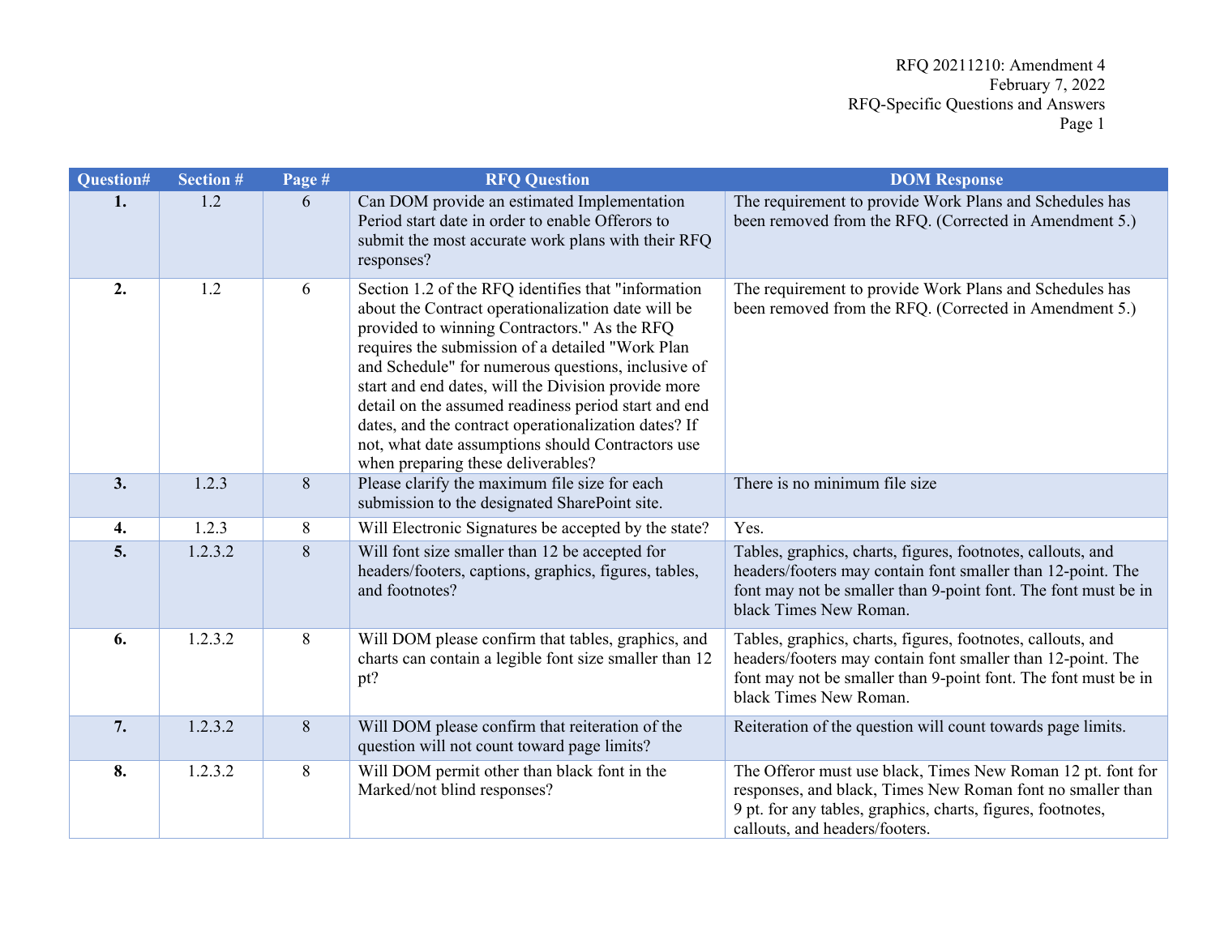RFQ 20211210: Amendment 4
February 7, 2022
RFQ-Specific Questions and Answers

| Question# | Section # | Page # | RFQ Question | DOM Response |
|---|---|---|---|---|
| **1.** | 1.2 | 6 | Can DOM provide an estimated Implementation Period start date in order to enable Offerors to submit the most accurate work plans with their RFQ responses? | The requirement to provide Work Plans and Schedules has been removed from the RFQ. (Corrected in Amendment 5.) |
| **2.** | 1.2 | 6 | Section 1.2 of the RFQ identifies that "information about the Contract operationalization date will be provided to winning Contractors." As the RFQ requires the submission of a detailed "Work Plan and Schedule" for numerous questions, inclusive of start and end dates, will the Division provide more detail on the assumed readiness period start and end dates, and the contract operationalization dates? If not, what date assumptions should Contractors use when preparing these deliverables? | The requirement to provide Work Plans and Schedules has been removed from the RFQ. (Corrected in Amendment 5.) |
| **3.** | 1.2.3 | 8 | Please clarify the maximum file size for each submission to the designated SharePoint site. | There is no minimum file size |
| **4.** | 1.2.3 | 8 | Will Electronic Signatures be accepted by the state? | Yes. |
| **5.** | 1.2.3.2 | 8 | Will font size smaller than 12 be accepted for headers/footers, captions, graphics, figures, tables, and footnotes? | Tables, graphics, charts, figures, footnotes, callouts, and headers/footers may contain font smaller than 12-point. The font may not be smaller than 9-point font. The font must be in black Times New Roman. |
| **6.** | 1.2.3.2 | 8 | Will DOM please confirm that tables, graphics, and charts can contain a legible font size smaller than 12 pt? | Tables, graphics, charts, figures, footnotes, callouts, and headers/footers may contain font smaller than 12-point. The font may not be smaller than 9-point font. The font must be in black Times New Roman. |
| **7.** | 1.2.3.2 | 8 | Will DOM please confirm that reiteration of the question will not count toward page limits? | Reiteration of the question will count towards page limits. |
| **8.** | 1.2.3.2 | 8 | Will DOM permit other than black font in the Marked/not blind responses? | The Offeror must use black, Times New Roman 12 pt. font for responses, and black, Times New Roman font no smaller than 9 pt. for any tables, graphics, charts, figures, footnotes, callouts, and headers/footers. |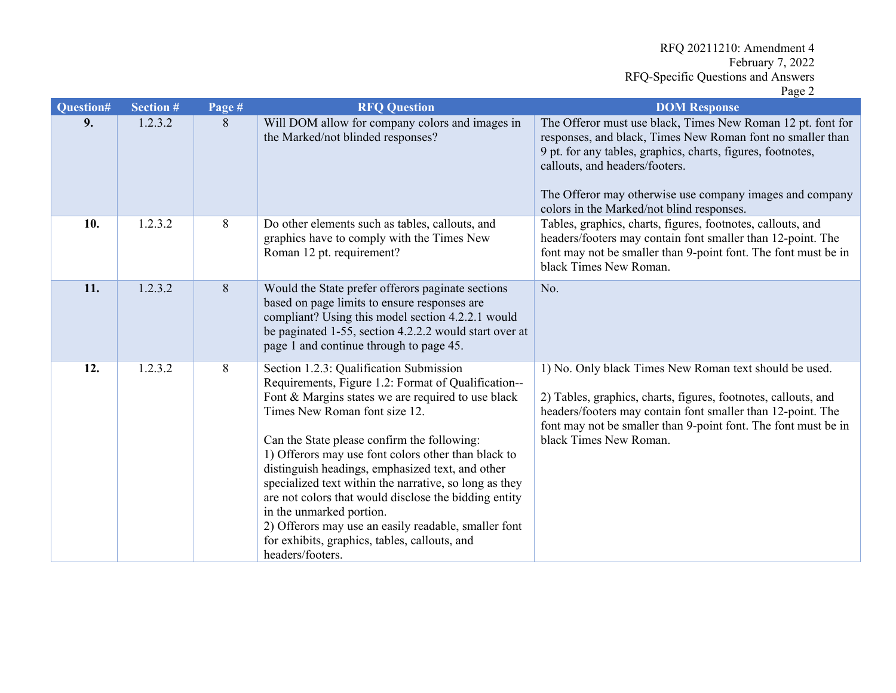| Question# | Section # | Page # | RFQ Question | DOM Response |
|---|---|---|---|---|
| **9.** | 1.2.3.2 | 8 | Will DOM allow for company colors and images in the Marked/not blinded responses? | The Offeror must use black, Times New Roman 12 pt. font for responses, and black, Times New Roman font no smaller than 9 pt. for any tables, graphics, charts, figures, footnotes, callouts, and headers/footers.<br><br>The Offeror may otherwise use company images and company colors in the Marked/not blind responses. |
| **10.** | 1.2.3.2 | 8 | Do other elements such as tables, callouts, and graphics have to comply with the Times New Roman 12 pt. requirement? | Tables, graphics, charts, figures, footnotes, callouts, and headers/footers may contain font smaller than 12-point. The font may not be smaller than 9-point font. The font must be in black Times New Roman. |
| **11.** | 1.2.3.2 | 8 | Would the State prefer offerors paginate sections based on page limits to ensure responses are compliant? Using this model section 4.2.2.1 would be paginated 1-55, section 4.2.2.2 would start over at page 1 and continue through to page 45. | No. |
| **12.** | 1.2.3.2 | 8 | Section 1.2.3: Qualification Submission Requirements, Figure 1.2: Format of Qualification--Font & Margins states we are required to use black Times New Roman font size 12.<br><br>Can the State please confirm the following:<br>1) Offerors may use font colors other than black to distinguish headings, emphasized text, and other specialized text within the narrative, so long as they are not colors that would disclose the bidding entity in the unmarked portion.<br>2) Offerors may use an easily readable, smaller font for exhibits, graphics, tables, callouts, and headers/footers. | 1) No. Only black Times New Roman text should be used.<br><br>2) Tables, graphics, charts, figures, footnotes, callouts, and headers/footers may contain font smaller than 12-point. The font may not be smaller than 9-point font. The font must be in black Times New Roman. |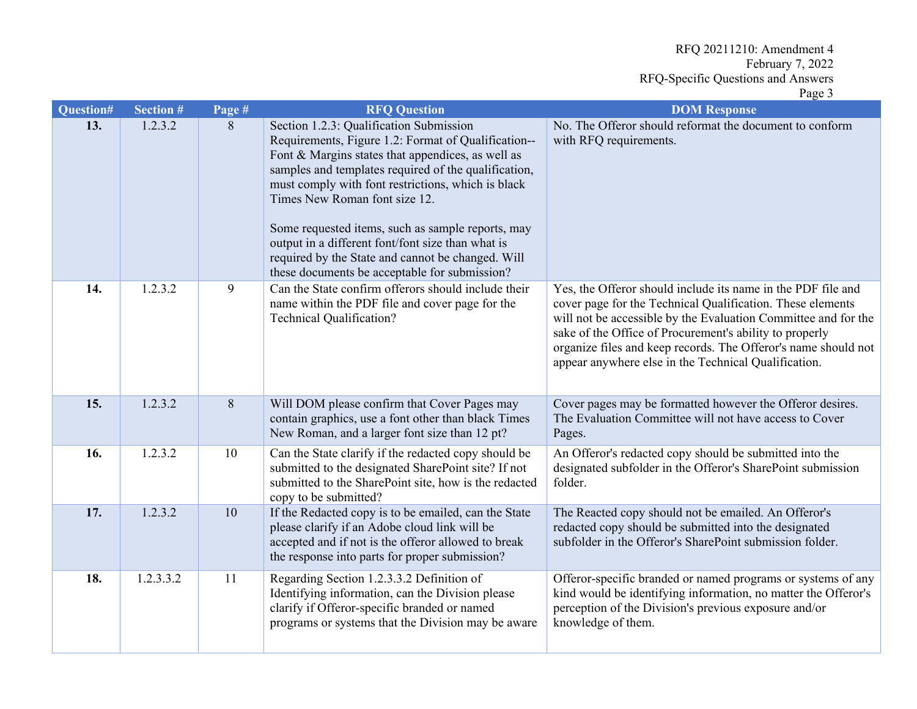| Question# | Section # | Page # | RFQ Question | DOM Response |
|---|---|---|---|---|
| **13.** | 1.2.3.2 | 8 | Section 1.2.3: Qualification Submission Requirements, Figure 1.2: Format of Qualification--Font & Margins states that appendices, as well as samples and templates required of the qualification, must comply with font restrictions, which is black Times New Roman font size 12.<br><br>Some requested items, such as sample reports, may output in a different font/font size than what is required by the State and cannot be changed. Will these documents be acceptable for submission? | No. The Offeror should reformat the document to conform with RFQ requirements. |
| **14.** | 1.2.3.2 | 9 | Can the State confirm offerors should include their name within the PDF file and cover page for the Technical Qualification? | Yes, the Offeror should include its name in the PDF file and cover page for the Technical Qualification. These elements will not be accessible by the Evaluation Committee and for the sake of the Office of Procurement's ability to properly organize files and keep records. The Offeror's name should not appear anywhere else in the Technical Qualification. |
| **15.** | 1.2.3.2 | 8 | Will DOM please confirm that Cover Pages may contain graphics, use a font other than black Times New Roman, and a larger font size than 12 pt? | Cover pages may be formatted however the Offeror desires. The Evaluation Committee will not have access to Cover Pages. |
| **16.** | 1.2.3.2 | 10 | Can the State clarify if the redacted copy should be submitted to the designated SharePoint site? If not submitted to the SharePoint site, how is the redacted copy to be submitted? | An Offeror's redacted copy should be submitted into the designated subfolder in the Offeror's SharePoint submission folder. |
| **17.** | 1.2.3.2 | 10 | If the Redacted copy is to be emailed, can the State please clarify if an Adobe cloud link will be accepted and if not is the offeror allowed to break the response into parts for proper submission? | The Reacted copy should not be emailed. An Offeror's redacted copy should be submitted into the designated subfolder in the Offeror's SharePoint submission folder. |
| **18.** | 1.2.3.3.2 | 11 | Regarding Section 1.2.3.3.2 Definition of Identifying information, can the Division please clarify if Offeror-specific branded or named programs or systems that the Division may be aware | Offeror-specific branded or named programs or systems of any kind would be identifying information, no matter the Offeror's perception of the Division's previous exposure and/or knowledge of them. |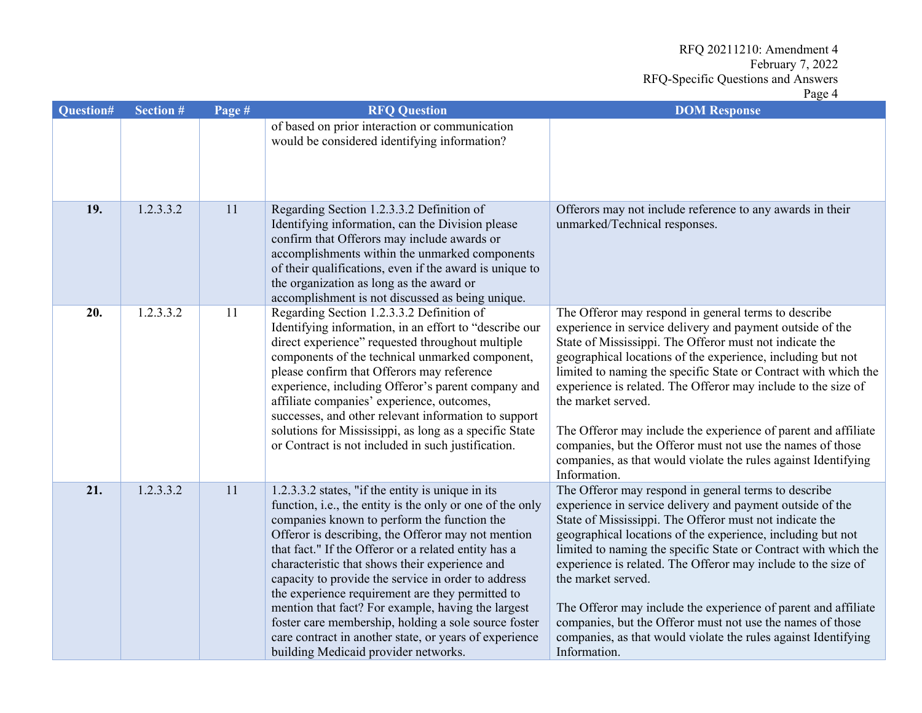| Question# | Section # | Page # | RFQ Question | DOM Response |
|---|---|---|---|---|
| | | | of based on prior interaction or communication would be considered identifying information? | |
| **19.** | 1.2.3.3.2 | 11 | Regarding Section 1.2.3.3.2 Definition of Identifying information, can the Division please confirm that Offerors may include awards or accomplishments within the unmarked components of their qualifications, even if the award is unique to the organization as long as the award or accomplishment is not discussed as being unique. | Offerors may not include reference to any awards in their unmarked/Technical responses. |
| **20.** | 1.2.3.3.2 | 11 | Regarding Section 1.2.3.3.2 Definition of Identifying information, in an effort to "describe our direct experience" requested throughout multiple components of the technical unmarked component, please confirm that Offerors may reference experience, including Offeror's parent company and affiliate companies' experience, outcomes, successes, and other relevant information to support solutions for Mississippi, as long as a specific State or Contract is not included in such justification. | The Offeror may respond in general terms to describe experience in service delivery and payment outside of the State of Mississippi. The Offeror must not indicate the geographical locations of the experience, including but not limited to naming the specific State or Contract with which the experience is related. The Offeror may include to the size of the market served.<br><br>The Offeror may include the experience of parent and affiliate companies, but the Offeror must not use the names of those companies, as that would violate the rules against Identifying Information. |
| **21.** | 1.2.3.3.2 | 11 | 1.2.3.3.2 states, "if the entity is unique in its function, i.e., the entity is the only or one of the only companies known to perform the function the Offeror is describing, the Offeror may not mention that fact." If the Offeror or a related entity has a characteristic that shows their experience and capacity to provide the service in order to address the experience requirement are they permitted to mention that fact? For example, having the largest foster care membership, holding a sole source foster care contract in another state, or years of experience building Medicaid provider networks. | The Offeror may respond in general terms to describe experience in service delivery and payment outside of the State of Mississippi. The Offeror must not indicate the geographical locations of the experience, including but not limited to naming the specific State or Contract with which the experience is related. The Offeror may include to the size of the market served.<br><br>The Offeror may include the experience of parent and affiliate companies, but the Offeror must not use the names of those companies, as that would violate the rules against Identifying Information. |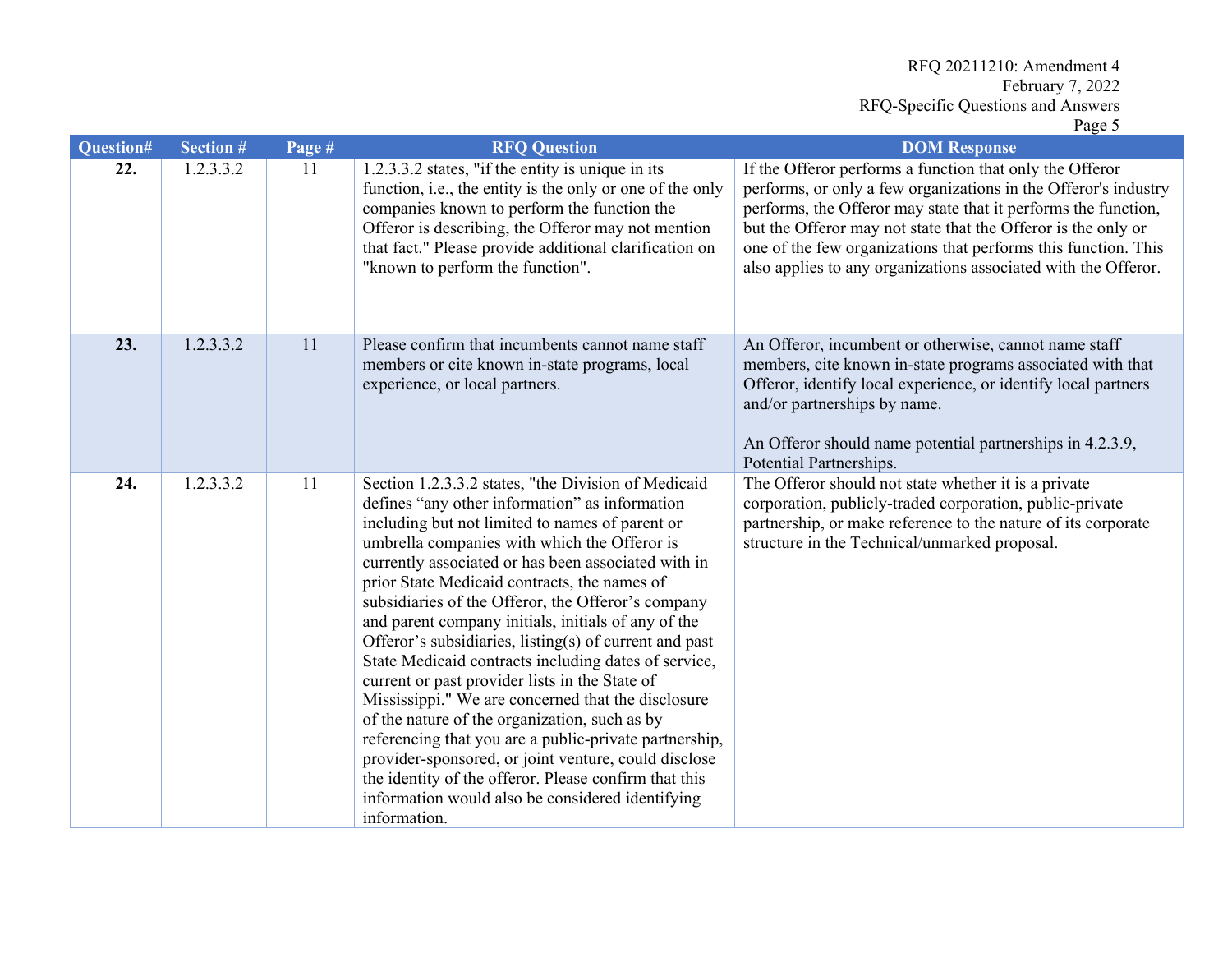| Question# | Section # | Page # | RFQ Question | DOM Response |
|---|---|---|---|---|
| **22.** | 1.2.3.3.2 | 11 | 1.2.3.3.2 states, "if the entity is unique in its function, i.e., the entity is the only or one of the only companies known to perform the function the Offeror is describing, the Offeror may not mention that fact." Please provide additional clarification on "known to perform the function". | If the Offeror performs a function that only the Offeror performs, or only a few organizations in the Offeror's industry performs, the Offeror may state that it performs the function, but the Offeror may not state that the Offeror is the only or one of the few organizations that performs this function. This also applies to any organizations associated with the Offeror. |
| **23.** | 1.2.3.3.2 | 11 | Please confirm that incumbents cannot name staff members or cite known in-state programs, local experience, or local partners. | An Offeror, incumbent or otherwise, cannot name staff members, cite known in-state programs associated with that Offeror, identify local experience, or identify local partners and/or partnerships by name.<br><br>An Offeror should name potential partnerships in 4.2.3.9, Potential Partnerships. |
| **24.** | 1.2.3.3.2 | 11 | Section 1.2.3.3.2 states, "the Division of Medicaid defines "any other information" as information including but not limited to names of parent or umbrella companies with which the Offeror is currently associated or has been associated with in prior State Medicaid contracts, the names of subsidiaries of the Offeror, the Offeror's company and parent company initials, initials of any of the Offeror's subsidiaries, listing(s) of current and past State Medicaid contracts including dates of service, current or past provider lists in the State of Mississippi." We are concerned that the disclosure of the nature of the organization, such as by referencing that you are a public-private partnership, provider-sponsored, or joint venture, could disclose the identity of the offeror. Please confirm that this information would also be considered identifying information. | The Offeror should not state whether it is a private corporation, publicly-traded corporation, public-private partnership, or make reference to the nature of its corporate structure in the Technical/unmarked proposal. |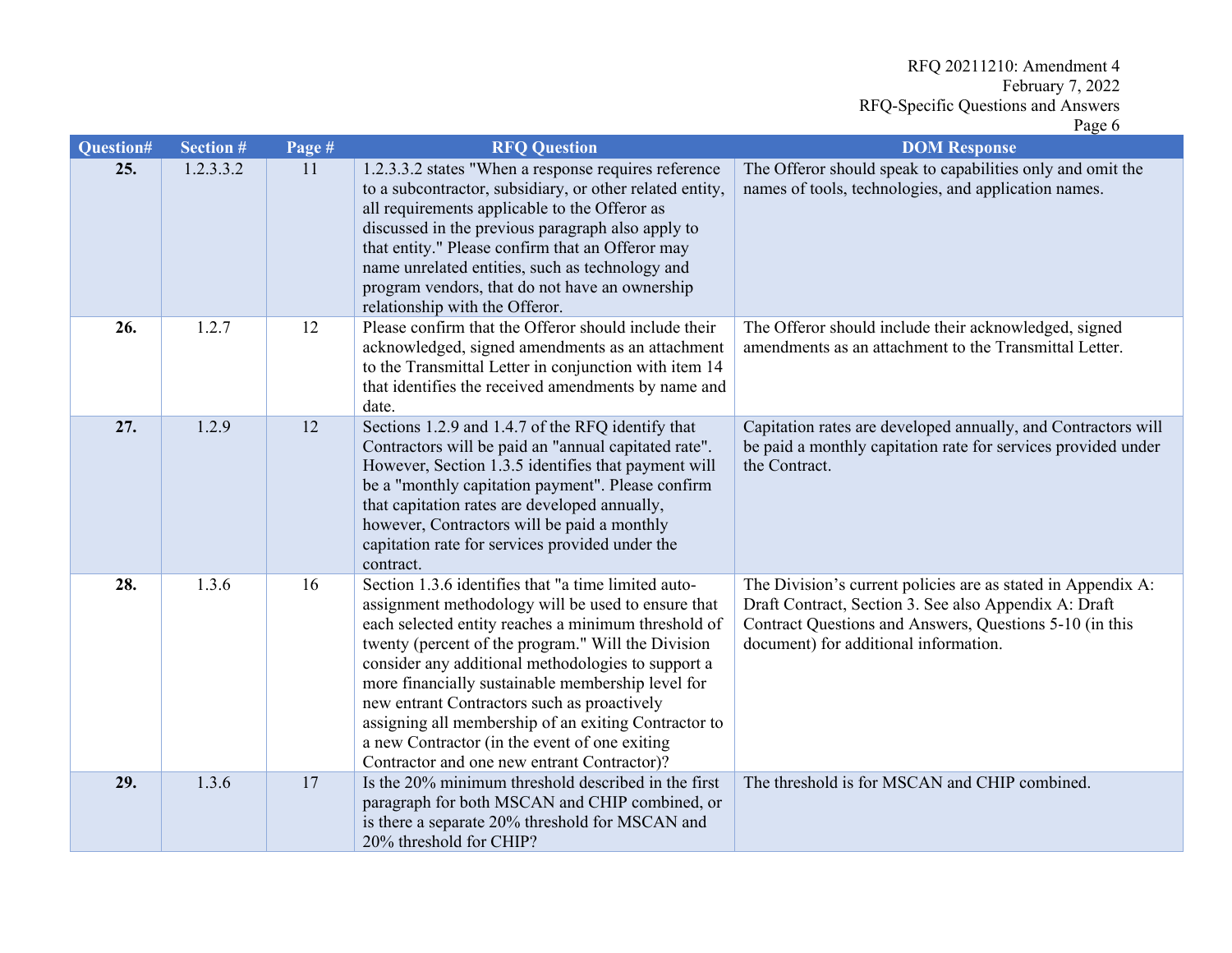| Question# | Section # | Page # | RFQ Question | DOM Response |
|---|---|---|---|---|
| **25.** | 1.2.3.3.2 | 11 | 1.2.3.3.2 states "When a response requires reference to a subcontractor, subsidiary, or other related entity, all requirements applicable to the Offeror as discussed in the previous paragraph also apply to that entity." Please confirm that an Offeror may name unrelated entities, such as technology and program vendors, that do not have an ownership relationship with the Offeror. | The Offeror should speak to capabilities only and omit the names of tools, technologies, and application names. |
| **26.** | 1.2.7 | 12 | Please confirm that the Offeror should include their acknowledged, signed amendments as an attachment to the Transmittal Letter in conjunction with item 14 that identifies the received amendments by name and date. | The Offeror should include their acknowledged, signed amendments as an attachment to the Transmittal Letter. |
| **27.** | 1.2.9 | 12 | Sections 1.2.9 and 1.4.7 of the RFQ identify that Contractors will be paid an "annual capitated rate". However, Section 1.3.5 identifies that payment will be a "monthly capitation payment". Please confirm that capitation rates are developed annually, however, Contractors will be paid a monthly capitation rate for services provided under the contract. | Capitation rates are developed annually, and Contractors will be paid a monthly capitation rate for services provided under the Contract. |
| **28.** | 1.3.6 | 16 | Section 1.3.6 identifies that "a time limited auto-assignment methodology will be used to ensure that each selected entity reaches a minimum threshold of twenty (percent of the program." Will the Division consider any additional methodologies to support a more financially sustainable membership level for new entrant Contractors such as proactively assigning all membership of an exiting Contractor to a new Contractor (in the event of one exiting Contractor and one new entrant Contractor)? | The Division's current policies are as stated in Appendix A: Draft Contract, Section 3. See also Appendix A: Draft Contract Questions and Answers, Questions 5-10 (in this document) for additional information. |
| **29.** | 1.3.6 | 17 | Is the 20% minimum threshold described in the first paragraph for both MSCAN and CHIP combined, or is there a separate 20% threshold for MSCAN and 20% threshold for CHIP? | The threshold is for MSCAN and CHIP combined. |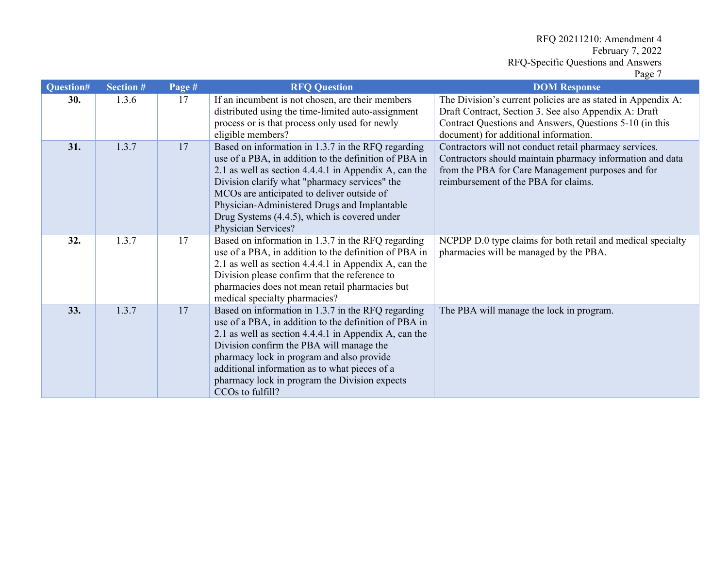| Question# | Section # | Page # | RFQ Question | DOM Response |
|---|---|---|---|---|
| **30.** | 1.3.6 | 17 | If an incumbent is not chosen, are their members distributed using the time-limited auto-assignment process or is that process only used for newly eligible members? | The Division's current policies are as stated in Appendix A: Draft Contract, Section 3. See also Appendix A: Draft Contract Questions and Answers, Questions 5-10 (in this document) for additional information. |
| **31.** | 1.3.7 | 17 | Based on information in 1.3.7 in the RFQ regarding use of a PBA, in addition to the definition of PBA in 2.1 as well as section 4.4.4.1 in Appendix A, can the Division clarify what "pharmacy services" the MCOs are anticipated to deliver outside of Physician-Administered Drugs and Implantable Drug Systems (4.4.5), which is covered under Physician Services? | Contractors will not conduct retail pharmacy services. Contractors should maintain pharmacy information and data from the PBA for Care Management purposes and for reimbursement of the PBA for claims. |
| **32.** | 1.3.7 | 17 | Based on information in 1.3.7 in the RFQ regarding use of a PBA, in addition to the definition of PBA in 2.1 as well as section 4.4.4.1 in Appendix A, can the Division please confirm that the reference to pharmacies does not mean retail pharmacies but medical specialty pharmacies? | NCPDP D.0 type claims for both retail and medical specialty pharmacies will be managed by the PBA. |
| **33.** | 1.3.7 | 17 | Based on information in 1.3.7 in the RFQ regarding use of a PBA, in addition to the definition of PBA in 2.1 as well as section 4.4.4.1 in Appendix A, can the Division confirm the PBA will manage the pharmacy lock in program and also provide additional information as to what pieces of a pharmacy lock in program the Division expects CCOs to fulfill? | The PBA will manage the lock in program. |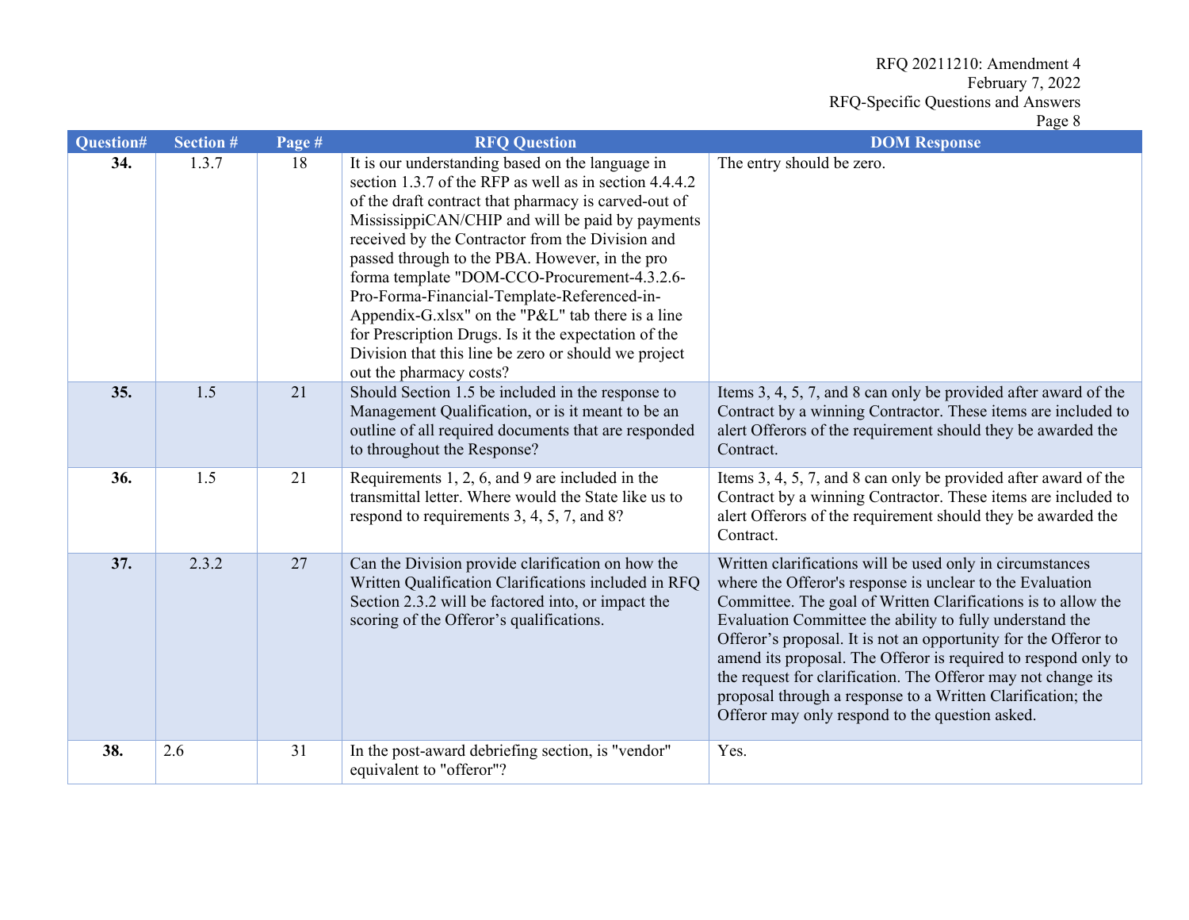| Question# | Section # | Page # | RFQ Question | DOM Response |
|---|---|---|---|---|
| **34.** | 1.3.7 | 18 | It is our understanding based on the language in section 1.3.7 of the RFP as well as in section 4.4.4.2 of the draft contract that pharmacy is carved-out of MississippiCAN/CHIP and will be paid by payments received by the Contractor from the Division and passed through to the PBA. However, in the pro forma template "DOM-CCO-Procurement-4.3.2.6-Pro-Forma-Financial-Template-Referenced-in-Appendix-G.xlsx" on the "P&L" tab there is a line for Prescription Drugs. Is it the expectation of the Division that this line be zero or should we project out the pharmacy costs? | The entry should be zero. |
| **35.** | 1.5 | 21 | Should Section 1.5 be included in the response to Management Qualification, or is it meant to be an outline of all required documents that are responded to throughout the Response? | Items 3, 4, 5, 7, and 8 can only be provided after award of the Contract by a winning Contractor. These items are included to alert Offerors of the requirement should they be awarded the Contract. |
| **36.** | 1.5 | 21 | Requirements 1, 2, 6, and 9 are included in the transmittal letter. Where would the State like us to respond to requirements 3, 4, 5, 7, and 8? | Items 3, 4, 5, 7, and 8 can only be provided after award of the Contract by a winning Contractor. These items are included to alert Offerors of the requirement should they be awarded the Contract. |
| **37.** | 2.3.2 | 27 | Can the Division provide clarification on how the Written Qualification Clarifications included in RFQ Section 2.3.2 will be factored into, or impact the scoring of the Offeror's qualifications. | Written clarifications will be used only in circumstances where the Offeror's response is unclear to the Evaluation Committee. The goal of Written Clarifications is to allow the Evaluation Committee the ability to fully understand the Offeror's proposal. It is not an opportunity for the Offeror to amend its proposal. The Offeror is required to respond only to the request for clarification. The Offeror may not change its proposal through a response to a Written Clarification; the Offeror may only respond to the question asked. |
| **38.** | 2.6 | 31 | In the post-award debriefing section, is "vendor" equivalent to "offeror"? | Yes. |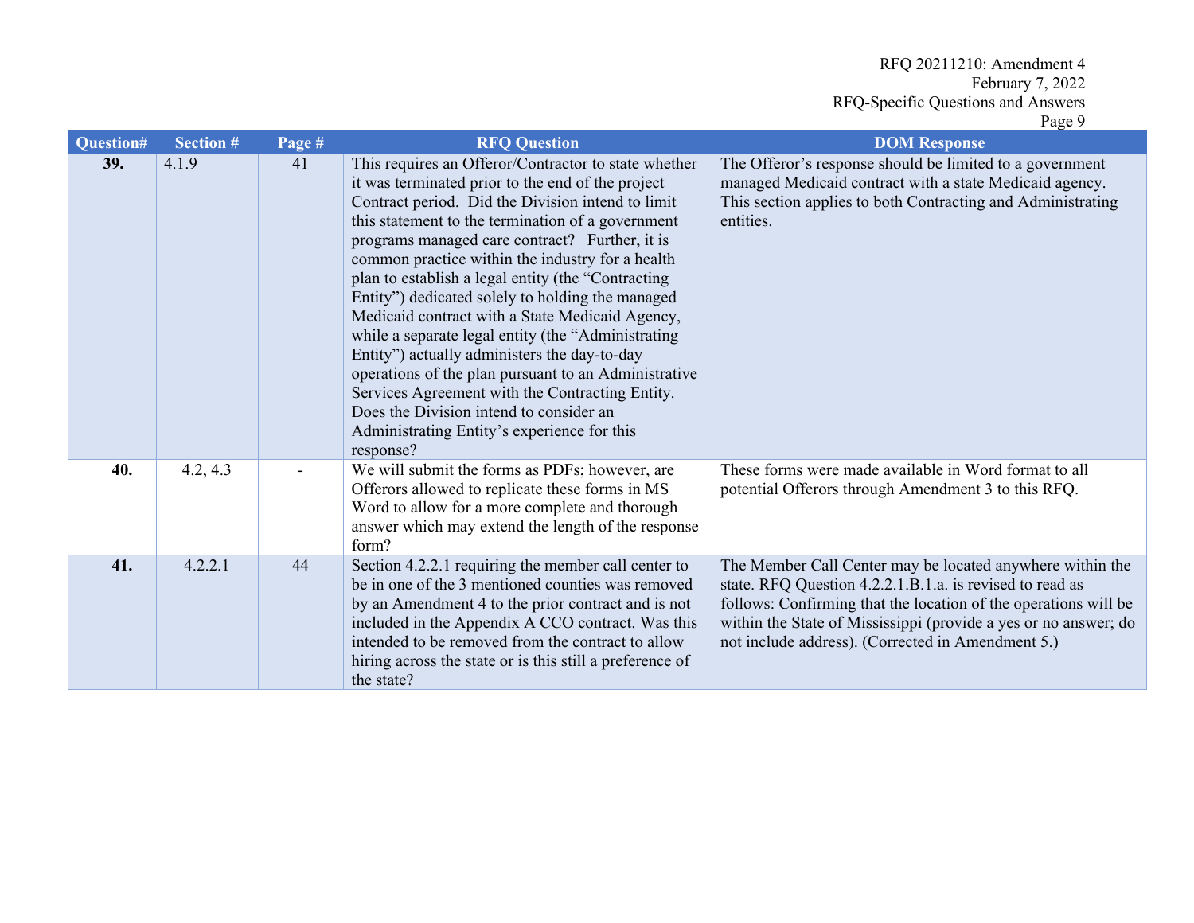| Question# | Section # | Page # | RFQ Question | DOM Response |
|---|---|---|---|---|
| **39.** | 4.1.9 | 41 | This requires an Offeror/Contractor to state whether it was terminated prior to the end of the project Contract period. Did the Division intend to limit this statement to the termination of a government programs managed care contract? Further, it is common practice within the industry for a health plan to establish a legal entity (the "Contracting Entity") dedicated solely to holding the managed Medicaid contract with a State Medicaid Agency, while a separate legal entity (the "Administrating Entity") actually administers the day-to-day operations of the plan pursuant to an Administrative Services Agreement with the Contracting Entity. Does the Division intend to consider an Administrating Entity's experience for this response? | The Offeror's response should be limited to a government managed Medicaid contract with a state Medicaid agency. This section applies to both Contracting and Administrating entities. |
| **40.** | 4.2, 4.3 | - | We will submit the forms as PDFs; however, are Offerors allowed to replicate these forms in MS Word to allow for a more complete and thorough answer which may extend the length of the response form? | These forms were made available in Word format to all potential Offerors through Amendment 3 to this RFQ. |
| **41.** | 4.2.2.1 | 44 | Section 4.2.2.1 requiring the member call center to be in one of the 3 mentioned counties was removed by an Amendment 4 to the prior contract and is not included in the Appendix A CCO contract. Was this intended to be removed from the contract to allow hiring across the state or is this still a preference of the state? | The Member Call Center may be located anywhere within the state. RFQ Question 4.2.2.1.B.1.a. is revised to read as follows: Confirming that the location of the operations will be within the State of Mississippi (provide a yes or no answer; do not include address). (Corrected in Amendment 5.) |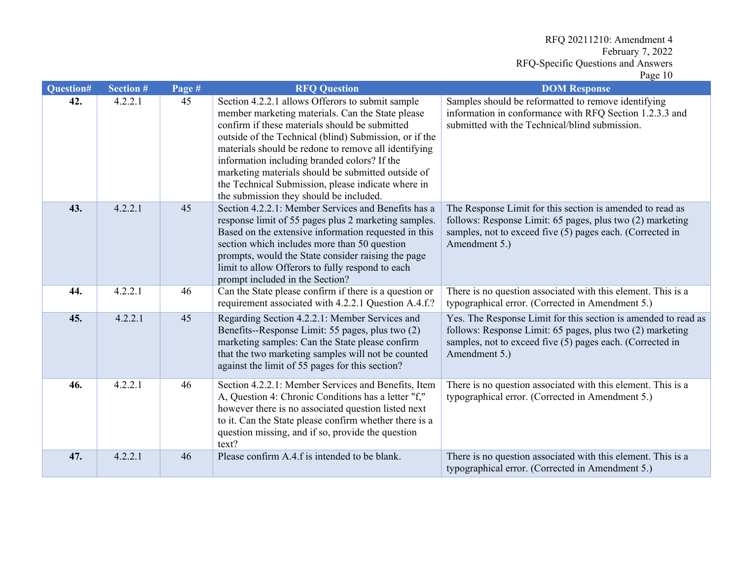| Question# | Section # | Page # | RFQ Question | DOM Response |
| --- | --- | --- | --- | --- |
| **42.** | 4.2.2.1 | 45 | Section 4.2.2.1 allows Offerors to submit sample member marketing materials. Can the State please confirm if these materials should be submitted outside of the Technical (blind) Submission, or if the materials should be redone to remove all identifying information including branded colors? If the marketing materials should be submitted outside of the Technical Submission, please indicate where in the submission they should be included. | Samples should be reformatted to remove identifying information in conformance with RFQ Section 1.2.3.3 and submitted with the Technical/blind submission. |
| **43.** | 4.2.2.1 | 45 | Section 4.2.2.1: Member Services and Benefits has a response limit of 55 pages plus 2 marketing samples. Based on the extensive information requested in this section which includes more than 50 question prompts, would the State consider raising the page limit to allow Offerors to fully respond to each prompt included in the Section? | The Response Limit for this section is amended to read as follows: Response Limit: 65 pages, plus two (2) marketing samples, not to exceed five (5) pages each. (Corrected in Amendment 5.) |
| **44.** | 4.2.2.1 | 46 | Can the State please confirm if there is a question or requirement associated with 4.2.2.1 Question A.4.f.? | There is no question associated with this element. This is a typographical error. (Corrected in Amendment 5.) |
| **45.** | 4.2.2.1 | 45 | Regarding Section 4.2.2.1: Member Services and Benefits--Response Limit: 55 pages, plus two (2) marketing samples: Can the State please confirm that the two marketing samples will not be counted against the limit of 55 pages for this section? | Yes. The Response Limit for this section is amended to read as follows: Response Limit: 65 pages, plus two (2) marketing samples, not to exceed five (5) pages each. (Corrected in Amendment 5.) |
| **46.** | 4.2.2.1 | 46 | Section 4.2.2.1: Member Services and Benefits, Item A, Question 4: Chronic Conditions has a letter "f," however there is no associated question listed next to it. Can the State please confirm whether there is a question missing, and if so, provide the question text? | There is no question associated with this element. This is a typographical error. (Corrected in Amendment 5.) |
| **47.** | 4.2.2.1 | 46 | Please confirm A.4.f is intended to be blank. | There is no question associated with this element. This is a typographical error. (Corrected in Amendment 5.) |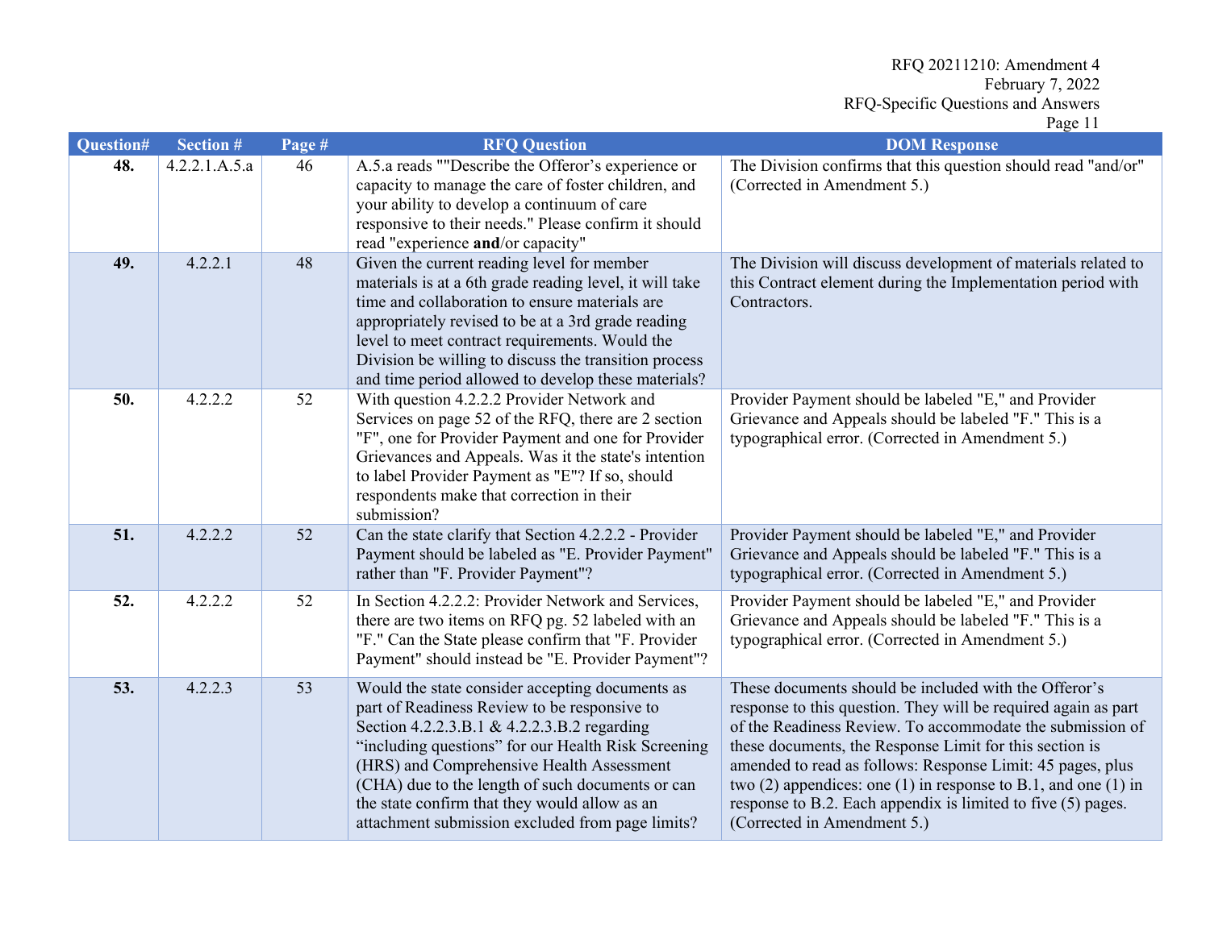| Question# | Section # | Page # | RFQ Question | DOM Response |
|---|---|---|---|---|
| **48.** | 4.2.2.1.A.5.a | 46 | A.5.a reads ""Describe the Offeror's experience or capacity to manage the care of foster children, and your ability to develop a continuum of care responsive to their needs." Please confirm it should read "experience **and**/or capacity" | The Division confirms that this question should read "and/or" (Corrected in Amendment 5.) |
| **49.** | 4.2.2.1 | 48 | Given the current reading level for member materials is at a 6th grade reading level, it will take time and collaboration to ensure materials are appropriately revised to be at a 3rd grade reading level to meet contract requirements. Would the Division be willing to discuss the transition process and time period allowed to develop these materials? | The Division will discuss development of materials related to this Contract element during the Implementation period with Contractors. |
| **50.** | 4.2.2.2 | 52 | With question 4.2.2.2 Provider Network and Services on page 52 of the RFQ, there are 2 section "F", one for Provider Payment and one for Provider Grievances and Appeals. Was it the state's intention to label Provider Payment as "E"? If so, should respondents make that correction in their submission? | Provider Payment should be labeled "E," and Provider Grievance and Appeals should be labeled "F." This is a typographical error. (Corrected in Amendment 5.) |
| **51.** | 4.2.2.2 | 52 | Can the state clarify that Section 4.2.2.2 - Provider Payment should be labeled as "E. Provider Payment" rather than "F. Provider Payment"? | Provider Payment should be labeled "E," and Provider Grievance and Appeals should be labeled "F." This is a typographical error. (Corrected in Amendment 5.) |
| **52.** | 4.2.2.2 | 52 | In Section 4.2.2.2: Provider Network and Services, there are two items on RFQ pg. 52 labeled with an "F." Can the State please confirm that "F. Provider Payment" should instead be "E. Provider Payment"? | Provider Payment should be labeled "E," and Provider Grievance and Appeals should be labeled "F." This is a typographical error. (Corrected in Amendment 5.) |
| **53.** | 4.2.2.3 | 53 | Would the state consider accepting documents as part of Readiness Review to be responsive to Section 4.2.2.3.B.1 & 4.2.2.3.B.2 regarding "including questions" for our Health Risk Screening (HRS) and Comprehensive Health Assessment (CHA) due to the length of such documents or can the state confirm that they would allow as an attachment submission excluded from page limits? | These documents should be included with the Offeror's response to this question. They will be required again as part of the Readiness Review. To accommodate the submission of these documents, the Response Limit for this section is amended to read as follows: Response Limit: 45 pages, plus two (2) appendices: one (1) in response to B.1, and one (1) in response to B.2. Each appendix is limited to five (5) pages. (Corrected in Amendment 5.) |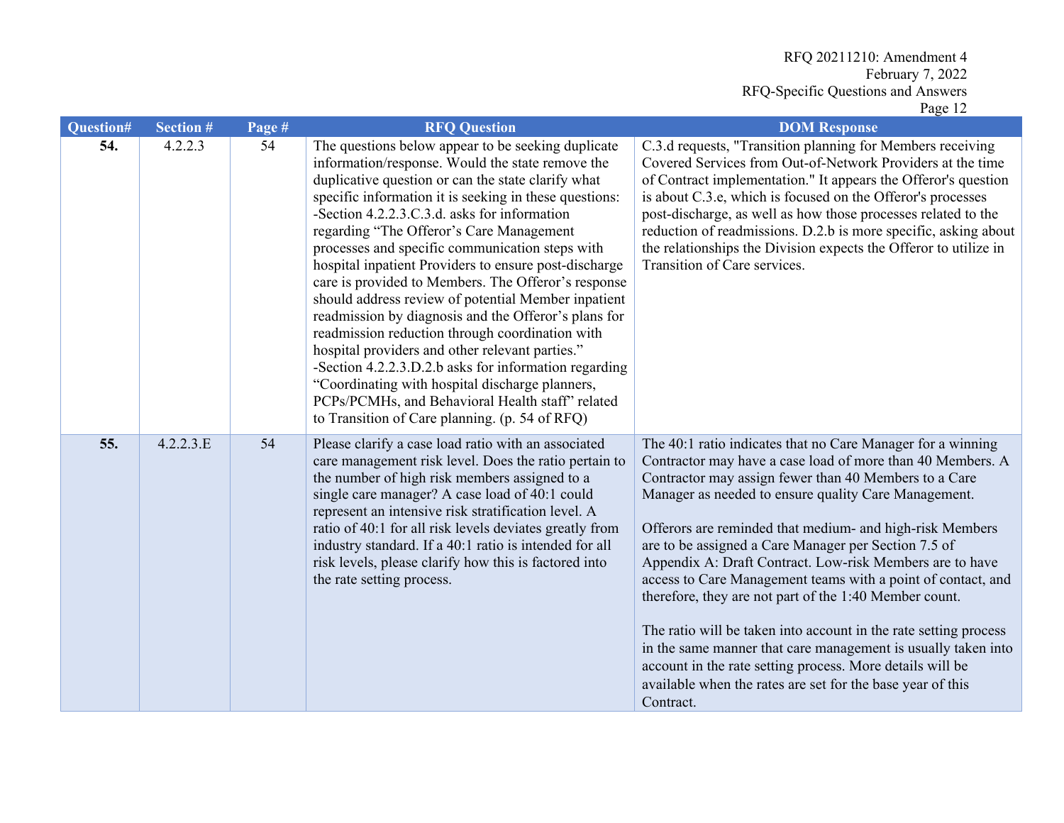| Question# | Section # | Page # | RFQ Question | DOM Response |
|---|---|---|---|---|
| **54.** | 4.2.2.3 | 54 | The questions below appear to be seeking duplicate information/response. Would the state remove the duplicative question or can the state clarify what specific information it is seeking in these questions: -Section 4.2.2.3.C.3.d. asks for information regarding "The Offeror's Care Management processes and specific communication steps with hospital inpatient Providers to ensure post-discharge care is provided to Members. The Offeror's response should address review of potential Member inpatient readmission by diagnosis and the Offeror's plans for readmission reduction through coordination with hospital providers and other relevant parties." -Section 4.2.2.3.D.2.b asks for information regarding "Coordinating with hospital discharge planners, PCPs/PCMHs, and Behavioral Health staff" related to Transition of Care planning. (p. 54 of RFQ) | C.3.d requests, "Transition planning for Members receiving Covered Services from Out-of-Network Providers at the time of Contract implementation." It appears the Offeror's question is about C.3.e, which is focused on the Offeror's processes post-discharge, as well as how those processes related to the reduction of readmissions. D.2.b is more specific, asking about the relationships the Division expects the Offeror to utilize in Transition of Care services. |
| **55.** | 4.2.2.3.E | 54 | Please clarify a case load ratio with an associated care management risk level. Does the ratio pertain to the number of high risk members assigned to a single care manager? A case load of 40:1 could represent an intensive risk stratification level. A ratio of 40:1 for all risk levels deviates greatly from industry standard. If a 40:1 ratio is intended for all risk levels, please clarify how this is factored into the rate setting process. | The 40:1 ratio indicates that no Care Manager for a winning Contractor may have a case load of more than 40 Members. A Contractor may assign fewer than 40 Members to a Care Manager as needed to ensure quality Care Management.<br><br>Offerors are reminded that medium- and high-risk Members are to be assigned a Care Manager per Section 7.5 of Appendix A: Draft Contract. Low-risk Members are to have access to Care Management teams with a point of contact, and therefore, they are not part of the 1:40 Member count.<br><br>The ratio will be taken into account in the rate setting process in the same manner that care management is usually taken into account in the rate setting process. More details will be available when the rates are set for the base year of this Contract. |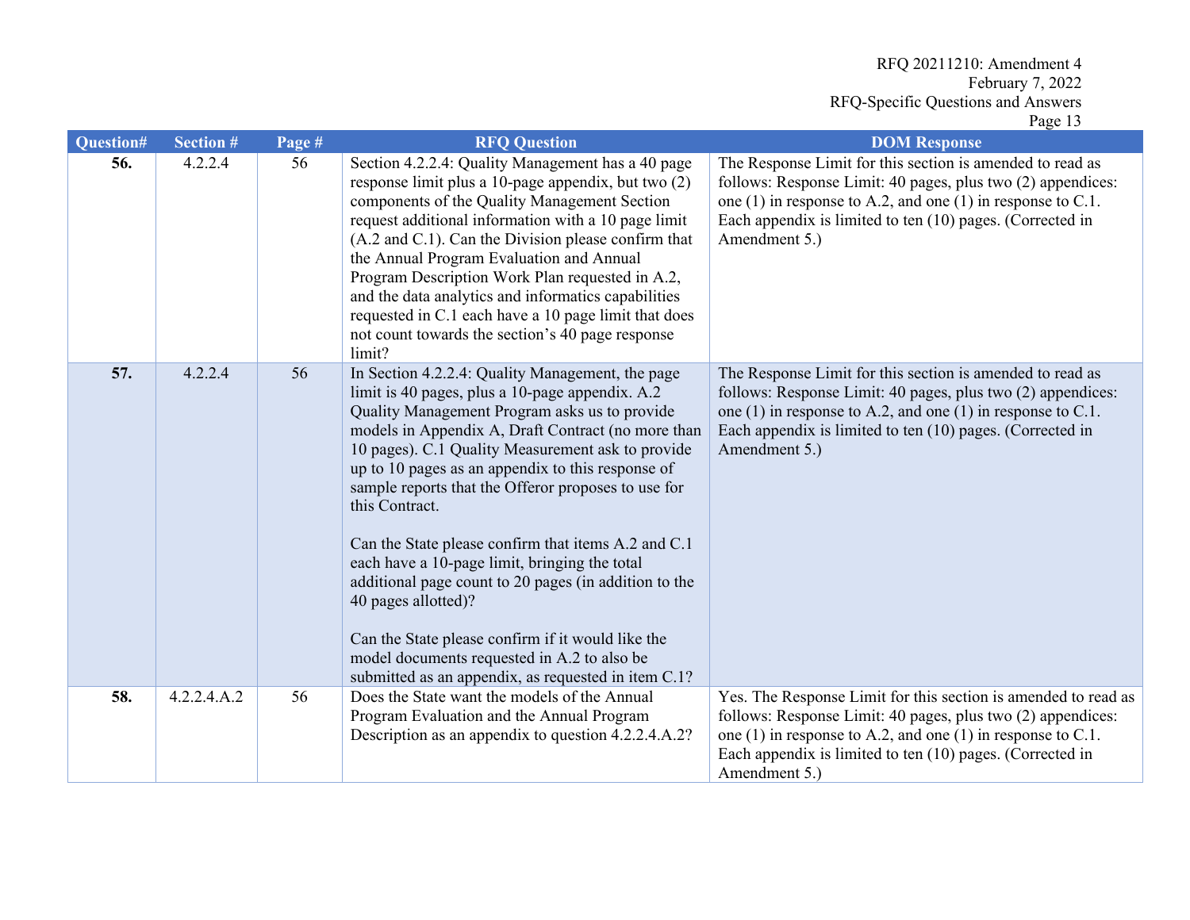| Question# | Section # | Page # | RFQ Question | DOM Response |
|---|---|---|---|---|
| **56.** | 4.2.2.4 | 56 | Section 4.2.2.4: Quality Management has a 40 page response limit plus a 10-page appendix, but two (2) components of the Quality Management Section request additional information with a 10 page limit (A.2 and C.1). Can the Division please confirm that the Annual Program Evaluation and Annual Program Description Work Plan requested in A.2, and the data analytics and informatics capabilities requested in C.1 each have a 10 page limit that does not count towards the section's 40 page response limit? | The Response Limit for this section is amended to read as follows: Response Limit: 40 pages, plus two (2) appendices: one (1) in response to A.2, and one (1) in response to C.1. Each appendix is limited to ten (10) pages. (Corrected in Amendment 5.) |
| **57.** | 4.2.2.4 | 56 | In Section 4.2.2.4: Quality Management, the page limit is 40 pages, plus a 10-page appendix. A.2 Quality Management Program asks us to provide models in Appendix A, Draft Contract (no more than 10 pages). C.1 Quality Measurement ask to provide up to 10 pages as an appendix to this response of sample reports that the Offeror proposes to use for this Contract.<br><br>Can the State please confirm that items A.2 and C.1 each have a 10-page limit, bringing the total additional page count to 20 pages (in addition to the 40 pages allotted)?<br><br>Can the State please confirm if it would like the model documents requested in A.2 to also be submitted as an appendix, as requested in item C.1? | The Response Limit for this section is amended to read as follows: Response Limit: 40 pages, plus two (2) appendices: one (1) in response to A.2, and one (1) in response to C.1. Each appendix is limited to ten (10) pages. (Corrected in Amendment 5.) |
| **58.** | 4.2.2.4.A.2 | 56 | Does the State want the models of the Annual Program Evaluation and the Annual Program Description as an appendix to question 4.2.2.4.A.2? | Yes. The Response Limit for this section is amended to read as follows: Response Limit: 40 pages, plus two (2) appendices: one (1) in response to A.2, and one (1) in response to C.1. Each appendix is limited to ten (10) pages. (Corrected in Amendment 5.) |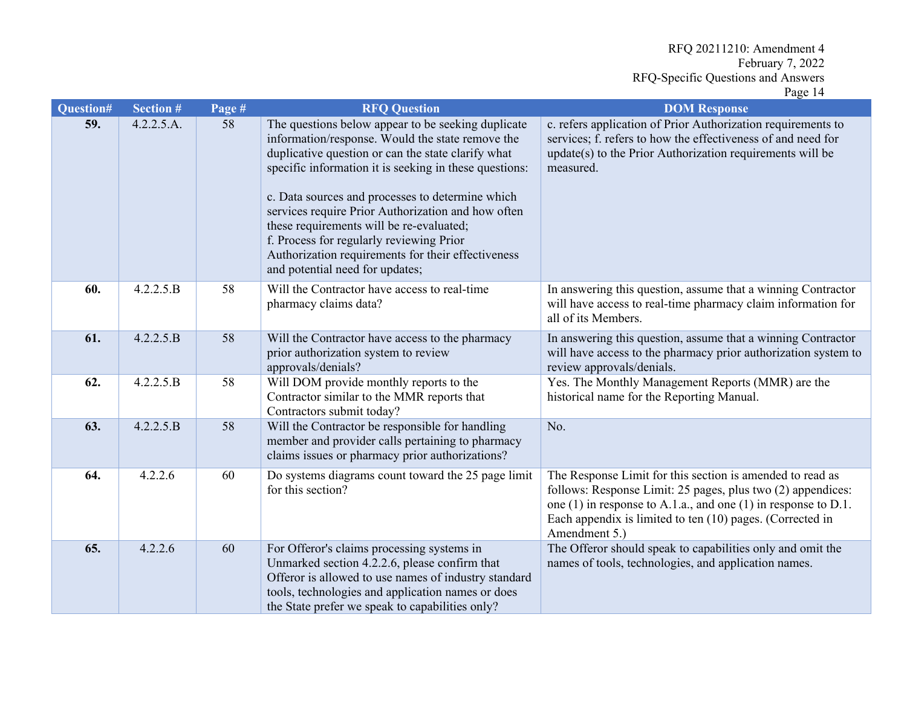| Question# | Section # | Page # | RFQ Question | DOM Response |
|---|---|---|---|---|
| **59.** | 4.2.2.5.A. | 58 | The questions below appear to be seeking duplicate information/response. Would the state remove the duplicative question or can the state clarify what specific information it is seeking in these questions:<br><br>c. Data sources and processes to determine which services require Prior Authorization and how often these requirements will be re-evaluated;<br>f. Process for regularly reviewing Prior Authorization requirements for their effectiveness and potential need for updates; | c. refers application of Prior Authorization requirements to services; f. refers to how the effectiveness of and need for update(s) to the Prior Authorization requirements will be measured. |
| **60.** | 4.2.2.5.B | 58 | Will the Contractor have access to real-time pharmacy claims data? | In answering this question, assume that a winning Contractor will have access to real-time pharmacy claim information for all of its Members. |
| **61.** | 4.2.2.5.B | 58 | Will the Contractor have access to the pharmacy prior authorization system to review approvals/denials? | In answering this question, assume that a winning Contractor will have access to the pharmacy prior authorization system to review approvals/denials. |
| **62.** | 4.2.2.5.B | 58 | Will DOM provide monthly reports to the Contractor similar to the MMR reports that Contractors submit today? | Yes. The Monthly Management Reports (MMR) are the historical name for the Reporting Manual. |
| **63.** | 4.2.2.5.B | 58 | Will the Contractor be responsible for handling member and provider calls pertaining to pharmacy claims issues or pharmacy prior authorizations? | No. |
| **64.** | 4.2.2.6 | 60 | Do systems diagrams count toward the 25 page limit for this section? | The Response Limit for this section is amended to read as follows: Response Limit: 25 pages, plus two (2) appendices: one (1) in response to A.1.a., and one (1) in response to D.1. Each appendix is limited to ten (10) pages. (Corrected in Amendment 5.) |
| **65.** | 4.2.2.6 | 60 | For Offeror's claims processing systems in Unmarked section 4.2.2.6, please confirm that Offeror is allowed to use names of industry standard tools, technologies and application names or does the State prefer we speak to capabilities only? | The Offeror should speak to capabilities only and omit the names of tools, technologies, and application names. |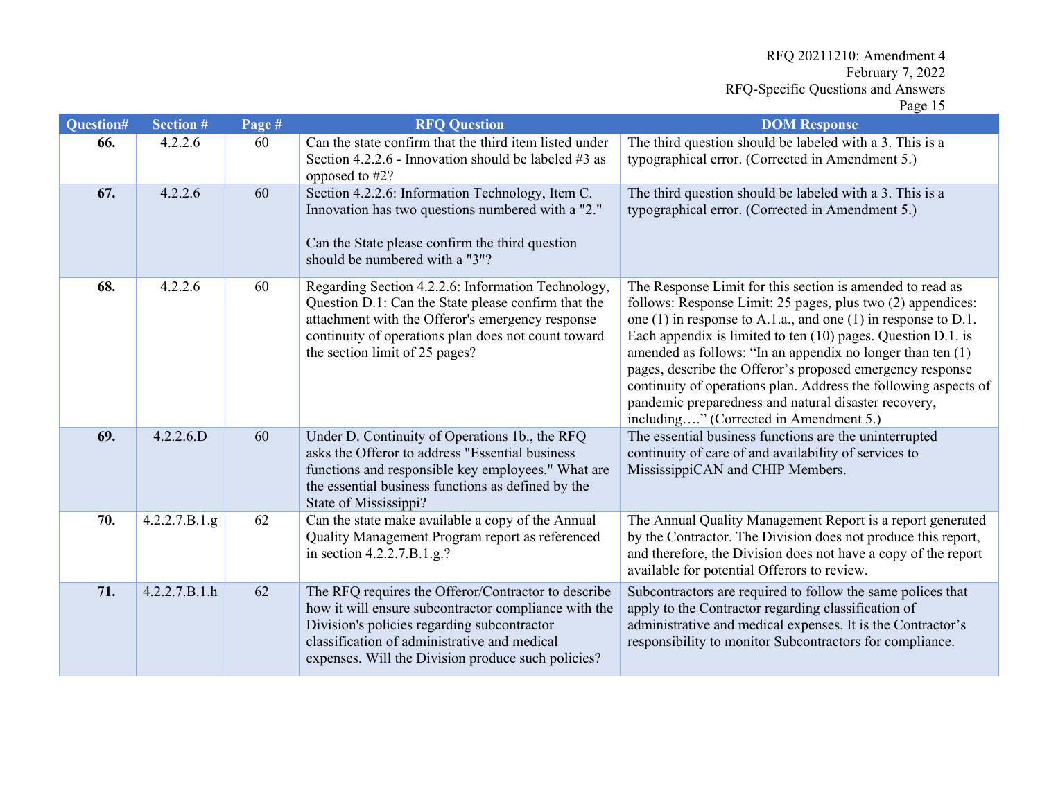| Question# | Section # | Page # | RFQ Question | DOM Response |
|---|---|---|---|---|
| **66.** | 4.2.2.6 | 60 | Can the state confirm that the third item listed under Section 4.2.2.6 - Innovation should be labeled #3 as opposed to #2? | The third question should be labeled with a 3. This is a typographical error. (Corrected in Amendment 5.) |
| **67.** | 4.2.2.6 | 60 | Section 4.2.2.6: Information Technology, Item C. Innovation has two questions numbered with a "2."<br><br>Can the State please confirm the third question should be numbered with a "3"? | The third question should be labeled with a 3. This is a typographical error. (Corrected in Amendment 5.) |
| **68.** | 4.2.2.6 | 60 | Regarding Section 4.2.2.6: Information Technology, Question D.1: Can the State please confirm that the attachment with the Offeror's emergency response continuity of operations plan does not count toward the section limit of 25 pages? | The Response Limit for this section is amended to read as follows: Response Limit: 25 pages, plus two (2) appendices: one (1) in response to A.1.a., and one (1) in response to D.1. Each appendix is limited to ten (10) pages. Question D.1. is amended as follows: "In an appendix no longer than ten (1) pages, describe the Offeror's proposed emergency response continuity of operations plan. Address the following aspects of pandemic preparedness and natural disaster recovery, including…." (Corrected in Amendment 5.) |
| **69.** | 4.2.2.6.D | 60 | Under D. Continuity of Operations 1b., the RFQ asks the Offeror to address "Essential business functions and responsible key employees." What are the essential business functions as defined by the State of Mississippi? | The essential business functions are the uninterrupted continuity of care of and availability of services to MississippiCAN and CHIP Members. |
| **70.** | 4.2.2.7.B.1.g | 62 | Can the state make available a copy of the Annual Quality Management Program report as referenced in section 4.2.2.7.B.1.g.? | The Annual Quality Management Report is a report generated by the Contractor. The Division does not produce this report, and therefore, the Division does not have a copy of the report available for potential Offerors to review. |
| **71.** | 4.2.2.7.B.1.h | 62 | The RFQ requires the Offeror/Contractor to describe how it will ensure subcontractor compliance with the Division's policies regarding subcontractor classification of administrative and medical expenses. Will the Division produce such policies? | Subcontractors are required to follow the same polices that apply to the Contractor regarding classification of administrative and medical expenses. It is the Contractor's responsibility to monitor Subcontractors for compliance. |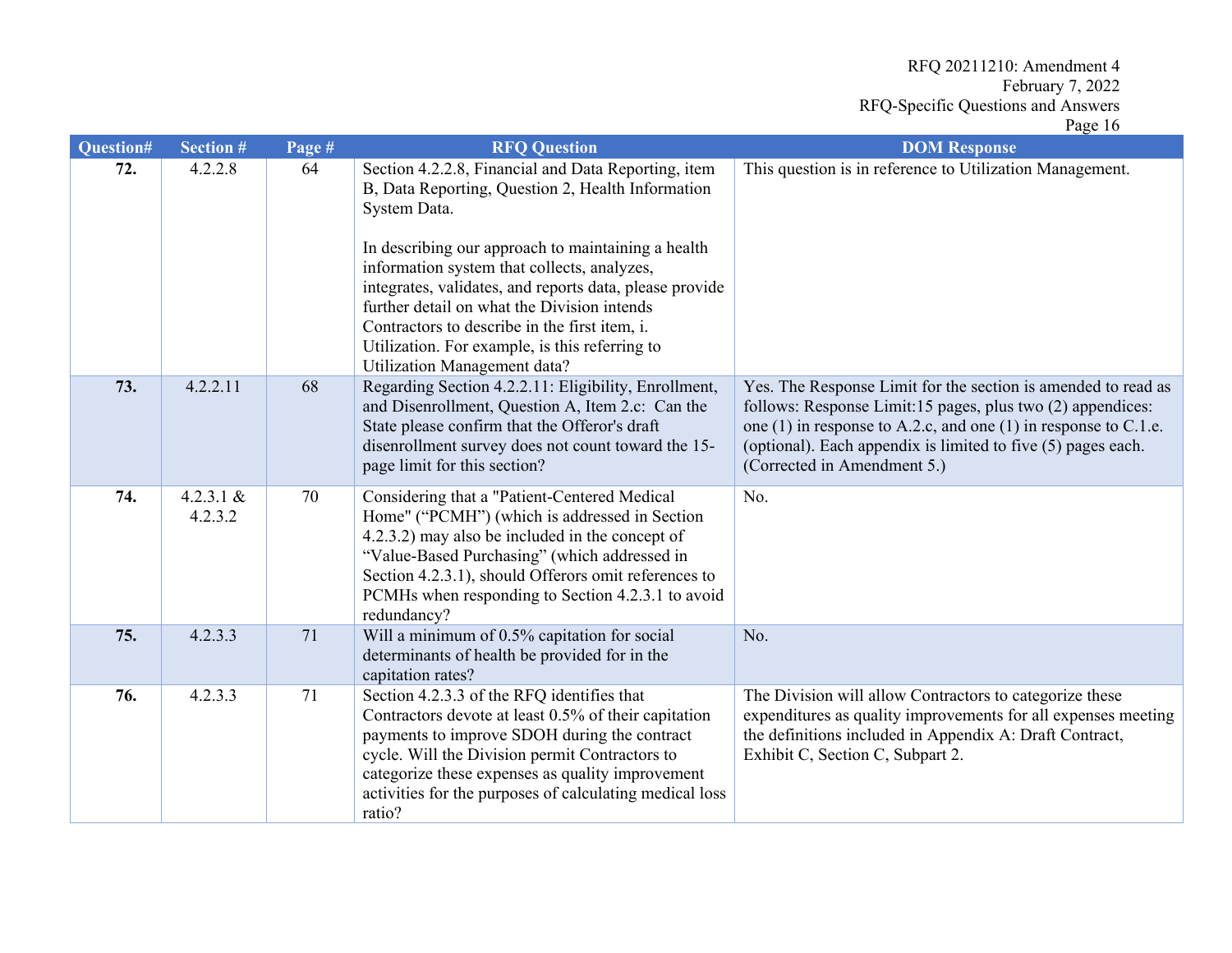| Question# | Section # | Page # | RFQ Question | DOM Response |
| --- | --- | --- | --- | --- |
| **72.** | 4.2.2.8 | 64 | Section 4.2.2.8, Financial and Data Reporting, item B, Data Reporting, Question 2, Health Information System Data.<br><br>In describing our approach to maintaining a health information system that collects, analyzes, integrates, validates, and reports data, please provide further detail on what the Division intends Contractors to describe in the first item, i. Utilization. For example, is this referring to Utilization Management data? | This question is in reference to Utilization Management. |
| **73.** | 4.2.2.11 | 68 | Regarding Section 4.2.2.11: Eligibility, Enrollment, and Disenrollment, Question A, Item 2.c: Can the State please confirm that the Offeror's draft disenrollment survey does not count toward the 15-page limit for this section? | Yes. The Response Limit for the section is amended to read as follows: Response Limit:15 pages, plus two (2) appendices: one (1) in response to A.2.c, and one (1) in response to C.1.e. (optional). Each appendix is limited to five (5) pages each. (Corrected in Amendment 5.) |
| **74.** | 4.2.3.1 & 4.2.3.2 | 70 | Considering that a "Patient-Centered Medical Home" ("PCMH") (which is addressed in Section 4.2.3.2) may also be included in the concept of "Value-Based Purchasing" (which addressed in Section 4.2.3.1), should Offerors omit references to PCMHs when responding to Section 4.2.3.1 to avoid redundancy? | No. |
| **75.** | 4.2.3.3 | 71 | Will a minimum of 0.5% capitation for social determinants of health be provided for in the capitation rates? | No. |
| **76.** | 4.2.3.3 | 71 | Section 4.2.3.3 of the RFQ identifies that Contractors devote at least 0.5% of their capitation payments to improve SDOH during the contract cycle. Will the Division permit Contractors to categorize these expenses as quality improvement activities for the purposes of calculating medical loss ratio? | The Division will allow Contractors to categorize these expenditures as quality improvements for all expenses meeting the definitions included in Appendix A: Draft Contract, Exhibit C, Section C, Subpart 2. |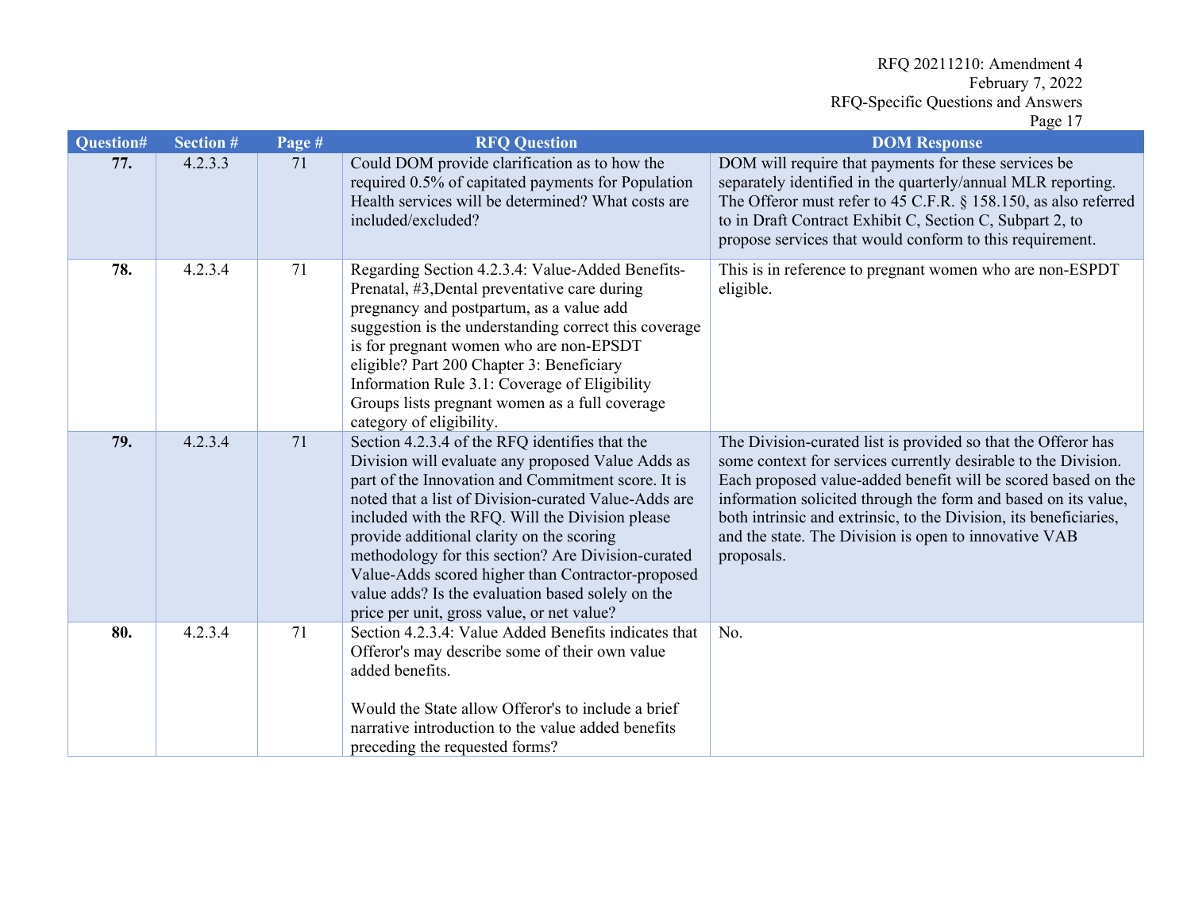| Question# | Section # | Page # | RFQ Question | DOM Response |
|---|---|---|---|---|
| **77.** | 4.2.3.3 | 71 | Could DOM provide clarification as to how the required 0.5% of capitated payments for Population Health services will be determined? What costs are included/excluded? | DOM will require that payments for these services be separately identified in the quarterly/annual MLR reporting. The Offeror must refer to 45 C.F.R. § 158.150, as also referred to in Draft Contract Exhibit C, Section C, Subpart 2, to propose services that would conform to this requirement. |
| **78.** | 4.2.3.4 | 71 | Regarding Section 4.2.3.4: Value-Added Benefits-Prenatal, #3,Dental preventative care during pregnancy and postpartum, as a value add suggestion is the understanding correct this coverage is for pregnant women who are non-EPSDT eligible? Part 200 Chapter 3: Beneficiary Information Rule 3.1: Coverage of Eligibility Groups lists pregnant women as a full coverage category of eligibility. | This is in reference to pregnant women who are non-ESPDT eligible. |
| **79.** | 4.2.3.4 | 71 | Section 4.2.3.4 of the RFQ identifies that the Division will evaluate any proposed Value Adds as part of the Innovation and Commitment score. It is noted that a list of Division-curated Value-Adds are included with the RFQ. Will the Division please provide additional clarity on the scoring methodology for this section? Are Division-curated Value-Adds scored higher than Contractor-proposed value adds? Is the evaluation based solely on the price per unit, gross value, or net value? | The Division-curated list is provided so that the Offeror has some context for services currently desirable to the Division. Each proposed value-added benefit will be scored based on the information solicited through the form and based on its value, both intrinsic and extrinsic, to the Division, its beneficiaries, and the state. The Division is open to innovative VAB proposals. |
| **80.** | 4.2.3.4 | 71 | Section 4.2.3.4: Value Added Benefits indicates that Offeror's may describe some of their own value added benefits.<br><br>Would the State allow Offeror's to include a brief narrative introduction to the value added benefits preceding the requested forms? | No. |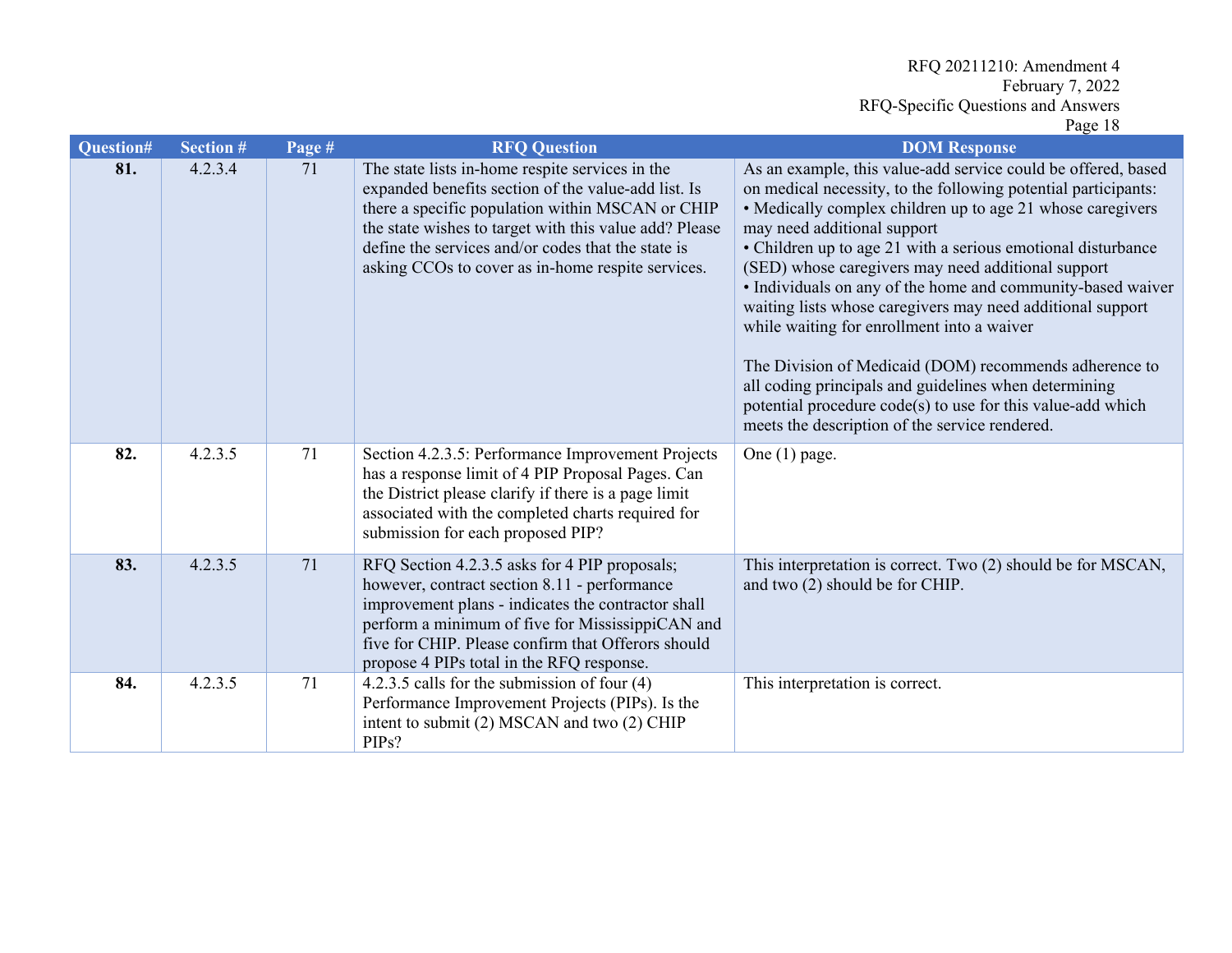| Question# | Section # | Page # | RFQ Question | DOM Response |
|---|---|---|---|---|
| **81.** | 4.2.3.4 | 71 | The state lists in-home respite services in the expanded benefits section of the value-add list. Is there a specific population within MSCAN or CHIP the state wishes to target with this value add? Please define the services and/or codes that the state is asking CCOs to cover as in-home respite services. | As an example, this value-add service could be offered, based on medical necessity, to the following potential participants:<br>• Medically complex children up to age 21 whose caregivers may need additional support<br>• Children up to age 21 with a serious emotional disturbance (SED) whose caregivers may need additional support<br>• Individuals on any of the home and community-based waiver waiting lists whose caregivers may need additional support while waiting for enrollment into a waiver<br><br>The Division of Medicaid (DOM) recommends adherence to all coding principals and guidelines when determining potential procedure code(s) to use for this value-add which meets the description of the service rendered. |
| **82.** | 4.2.3.5 | 71 | Section 4.2.3.5: Performance Improvement Projects has a response limit of 4 PIP Proposal Pages. Can the District please clarify if there is a page limit associated with the completed charts required for submission for each proposed PIP? | One (1) page. |
| **83.** | 4.2.3.5 | 71 | RFQ Section 4.2.3.5 asks for 4 PIP proposals; however, contract section 8.11 - performance improvement plans - indicates the contractor shall perform a minimum of five for MississippiCAN and five for CHIP. Please confirm that Offerors should propose 4 PIPs total in the RFQ response. | This interpretation is correct. Two (2) should be for MSCAN, and two (2) should be for CHIP. |
| **84.** | 4.2.3.5 | 71 | 4.2.3.5 calls for the submission of four (4) Performance Improvement Projects (PIPs). Is the intent to submit (2) MSCAN and two (2) CHIP PIPs? | This interpretation is correct. |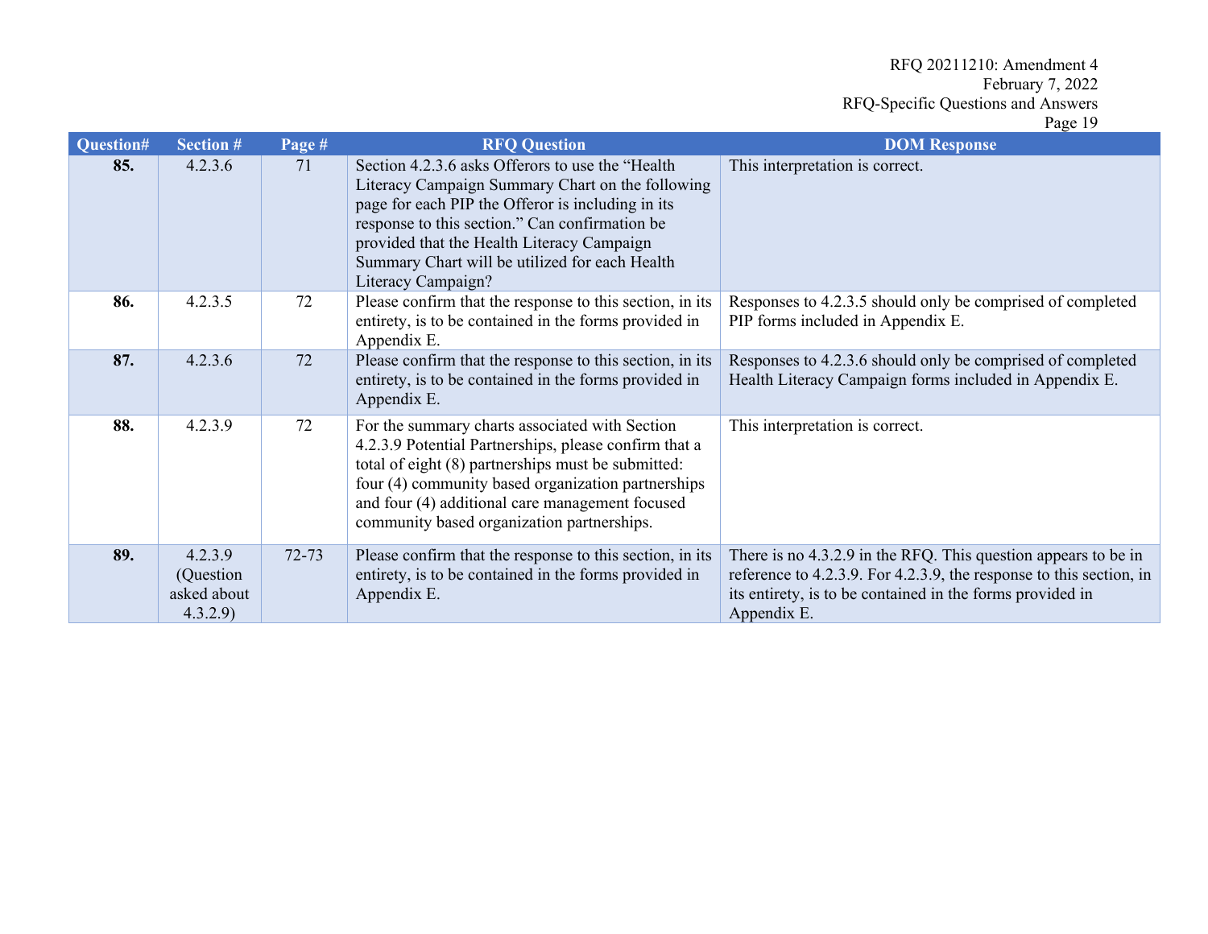| Question# | Section # | Page # | RFQ Question | DOM Response |
|---|---|---|---|---|
| **85.** | 4.2.3.6 | 71 | Section 4.2.3.6 asks Offerors to use the "Health Literacy Campaign Summary Chart on the following page for each PIP the Offeror is including in its response to this section." Can confirmation be provided that the Health Literacy Campaign Summary Chart will be utilized for each Health Literacy Campaign? | This interpretation is correct. |
| **86.** | 4.2.3.5 | 72 | Please confirm that the response to this section, in its entirety, is to be contained in the forms provided in Appendix E. | Responses to 4.2.3.5 should only be comprised of completed PIP forms included in Appendix E. |
| **87.** | 4.2.3.6 | 72 | Please confirm that the response to this section, in its entirety, is to be contained in the forms provided in Appendix E. | Responses to 4.2.3.6 should only be comprised of completed Health Literacy Campaign forms included in Appendix E. |
| **88.** | 4.2.3.9 | 72 | For the summary charts associated with Section 4.2.3.9 Potential Partnerships, please confirm that a total of eight (8) partnerships must be submitted: four (4) community based organization partnerships and four (4) additional care management focused community based organization partnerships. | This interpretation is correct. |
| **89.** | 4.2.3.9 (Question asked about 4.3.2.9) | 72-73 | Please confirm that the response to this section, in its entirety, is to be contained in the forms provided in Appendix E. | There is no 4.3.2.9 in the RFQ. This question appears to be in reference to 4.2.3.9. For 4.2.3.9, the response to this section, in its entirety, is to be contained in the forms provided in Appendix E. |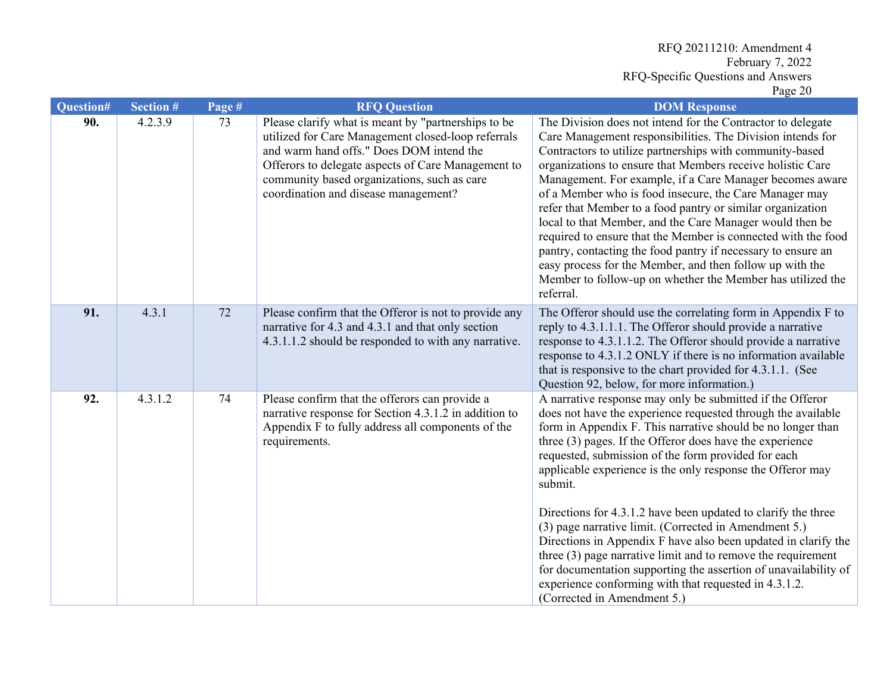| Question# | Section # | Page # | RFQ Question | DOM Response |
|---|---|---|---|---|
| **90.** | 4.2.3.9 | 73 | Please clarify what is meant by "partnerships to be utilized for Care Management closed-loop referrals and warm hand offs." Does DOM intend the Offerors to delegate aspects of Care Management to community based organizations, such as care coordination and disease management? | The Division does not intend for the Contractor to delegate Care Management responsibilities. The Division intends for Contractors to utilize partnerships with community-based organizations to ensure that Members receive holistic Care Management. For example, if a Care Manager becomes aware of a Member who is food insecure, the Care Manager may refer that Member to a food pantry or similar organization local to that Member, and the Care Manager would then be required to ensure that the Member is connected with the food pantry, contacting the food pantry if necessary to ensure an easy process for the Member, and then follow up with the Member to follow-up on whether the Member has utilized the referral. |
| **91.** | 4.3.1 | 72 | Please confirm that the Offeror is not to provide any narrative for 4.3 and 4.3.1 and that only section 4.3.1.1.2 should be responded to with any narrative. | The Offeror should use the correlating form in Appendix F to reply to 4.3.1.1.1. The Offeror should provide a narrative response to 4.3.1.1.2. The Offeror should provide a narrative response to 4.3.1.2 ONLY if there is no information available that is responsive to the chart provided for 4.3.1.1. (See Question 92, below, for more information.) |
| **92.** | 4.3.1.2 | 74 | Please confirm that the offerors can provide a narrative response for Section 4.3.1.2 in addition to Appendix F to fully address all components of the requirements. | A narrative response may only be submitted if the Offeror does not have the experience requested through the available form in Appendix F. This narrative should be no longer than three (3) pages. If the Offeror does have the experience requested, submission of the form provided for each applicable experience is the only response the Offeror may submit.<br><br>Directions for 4.3.1.2 have been updated to clarify the three (3) page narrative limit. (Corrected in Amendment 5.) Directions in Appendix F have also been updated in clarify the three (3) page narrative limit and to remove the requirement for documentation supporting the assertion of unavailability of experience conforming with that requested in 4.3.1.2. (Corrected in Amendment 5.) |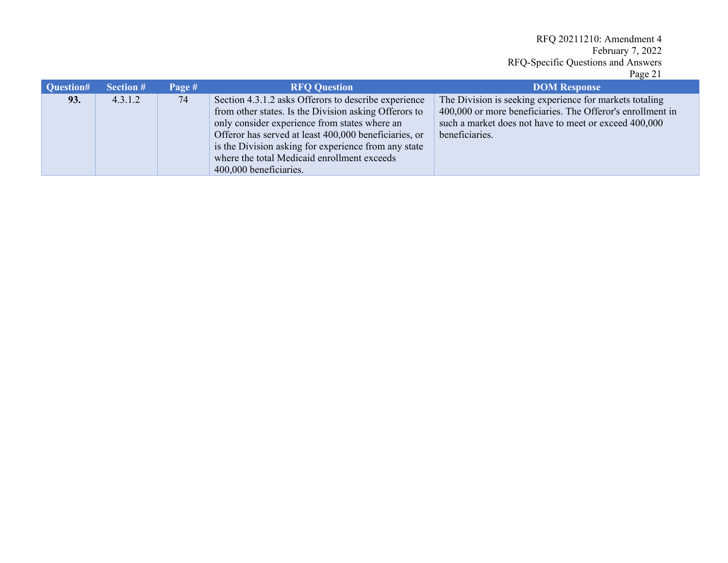| Question# | Section # | Page # | RFQ Question | DOM Response |
|---|---|---|---|---|
| **93.** | 4.3.1.2 | 74 | Section 4.3.1.2 asks Offerors to describe experience from other states. Is the Division asking Offerors to only consider experience from states where an Offeror has served at least 400,000 beneficiaries, or is the Division asking for experience from any state where the total Medicaid enrollment exceeds 400,000 beneficiaries. | The Division is seeking experience for markets totaling 400,000 or more beneficiaries. The Offeror's enrollment in such a market does not have to meet or exceed 400,000 beneficiaries. |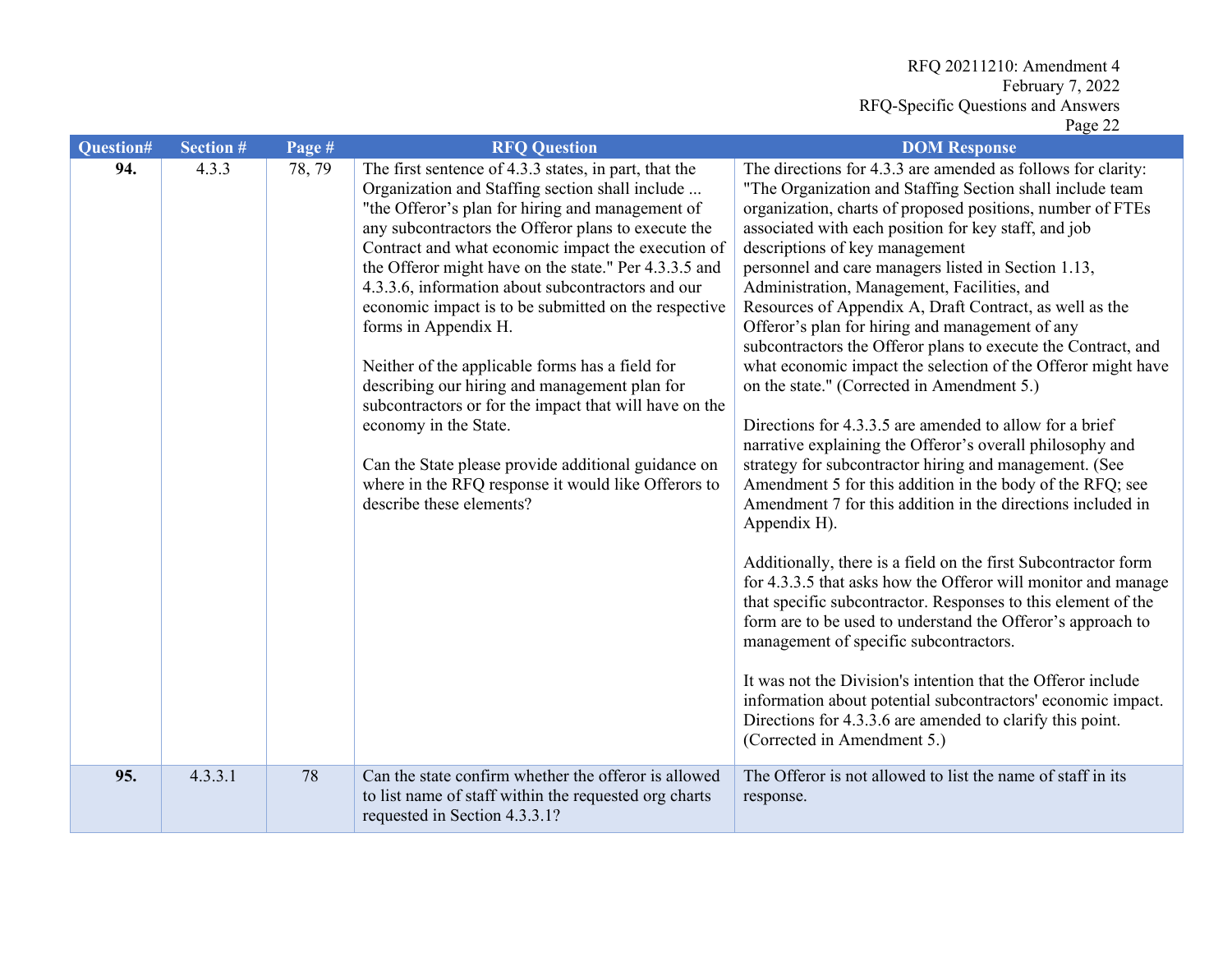| Question# | Section # | Page # | RFQ Question | DOM Response |
|---|---|---|---|---|
| **94.** | 4.3.3 | 78, 79 | The first sentence of 4.3.3 states, in part, that the Organization and Staffing section shall include ... "the Offeror's plan for hiring and management of any subcontractors the Offeror plans to execute the Contract and what economic impact the execution of the Offeror might have on the state." Per 4.3.3.5 and 4.3.3.6, information about subcontractors and our economic impact is to be submitted on the respective forms in Appendix H.<br><br>Neither of the applicable forms has a field for describing our hiring and management plan for subcontractors or for the impact that will have on the economy in the State.<br><br>Can the State please provide additional guidance on where in the RFQ response it would like Offerors to describe these elements? | The directions for 4.3.3 are amended as follows for clarity: "The Organization and Staffing Section shall include team organization, charts of proposed positions, number of FTEs associated with each position for key staff, and job descriptions of key management personnel and care managers listed in Section 1.13, Administration, Management, Facilities, and Resources of Appendix A, Draft Contract, as well as the Offeror's plan for hiring and management of any subcontractors the Offeror plans to execute the Contract, and what economic impact the selection of the Offeror might have on the state." (Corrected in Amendment 5.)<br><br>Directions for 4.3.3.5 are amended to allow for a brief narrative explaining the Offeror's overall philosophy and strategy for subcontractor hiring and management. (See Amendment 5 for this addition in the body of the RFQ; see Amendment 7 for this addition in the directions included in Appendix H).<br><br>Additionally, there is a field on the first Subcontractor form for 4.3.3.5 that asks how the Offeror will monitor and manage that specific subcontractor. Responses to this element of the form are to be used to understand the Offeror's approach to management of specific subcontractors.<br><br>It was not the Division's intention that the Offeror include information about potential subcontractors' economic impact. Directions for 4.3.3.6 are amended to clarify this point. (Corrected in Amendment 5.) |
| **95.** | 4.3.3.1 | 78 | Can the state confirm whether the offeror is allowed to list name of staff within the requested org charts requested in Section 4.3.3.1? | The Offeror is not allowed to list the name of staff in its response. |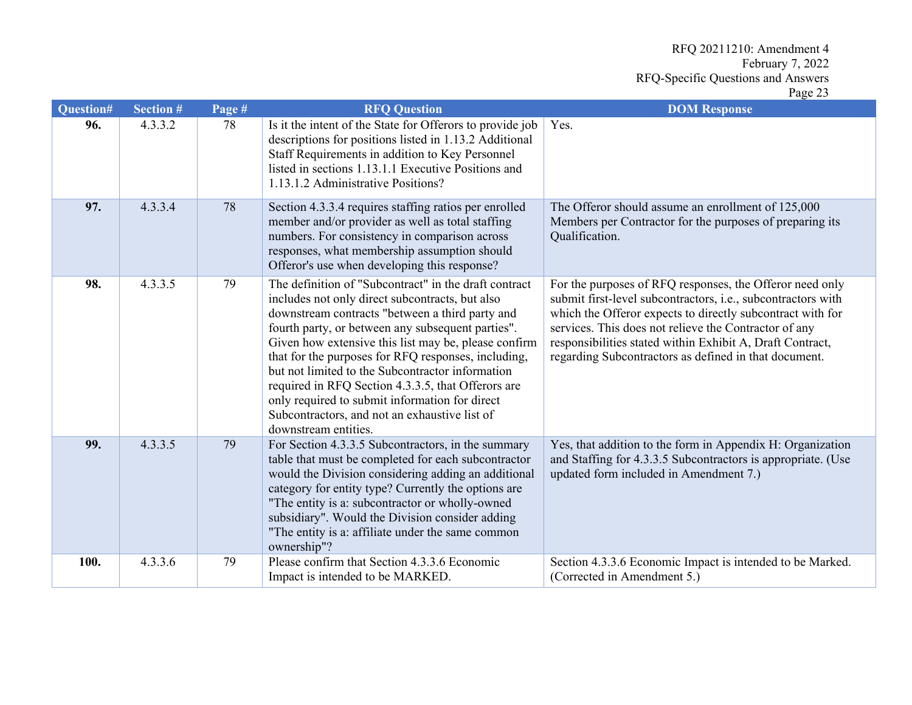| Question# | Section # | Page # | RFQ Question | DOM Response |
|---|---|---|---|---|
| **96.** | 4.3.3.2 | 78 | Is it the intent of the State for Offerors to provide job descriptions for positions listed in 1.13.2 Additional Staff Requirements in addition to Key Personnel listed in sections 1.13.1.1 Executive Positions and 1.13.1.2 Administrative Positions? | Yes. |
| **97.** | 4.3.3.4 | 78 | Section 4.3.3.4 requires staffing ratios per enrolled member and/or provider as well as total staffing numbers. For consistency in comparison across responses, what membership assumption should Offeror's use when developing this response? | The Offeror should assume an enrollment of 125,000 Members per Contractor for the purposes of preparing its Qualification. |
| **98.** | 4.3.3.5 | 79 | The definition of "Subcontract" in the draft contract includes not only direct subcontracts, but also downstream contracts "between a third party and fourth party, or between any subsequent parties". Given how extensive this list may be, please confirm that for the purposes for RFQ responses, including, but not limited to the Subcontractor information required in RFQ Section 4.3.3.5, that Offerors are only required to submit information for direct Subcontractors, and not an exhaustive list of downstream entities. | For the purposes of RFQ responses, the Offeror need only submit first-level subcontractors, i.e., subcontractors with which the Offeror expects to directly subcontract with for services. This does not relieve the Contractor of any responsibilities stated within Exhibit A, Draft Contract, regarding Subcontractors as defined in that document. |
| **99.** | 4.3.3.5 | 79 | For Section 4.3.3.5 Subcontractors, in the summary table that must be completed for each subcontractor would the Division considering adding an additional category for entity type? Currently the options are "The entity is a: subcontractor or wholly-owned subsidiary". Would the Division consider adding "The entity is a: affiliate under the same common ownership"? | Yes, that addition to the form in Appendix H: Organization and Staffing for 4.3.3.5 Subcontractors is appropriate. (Use updated form included in Amendment 7.) |
| **100.** | 4.3.3.6 | 79 | Please confirm that Section 4.3.3.6 Economic Impact is intended to be MARKED. | Section 4.3.3.6 Economic Impact is intended to be Marked. (Corrected in Amendment 5.) |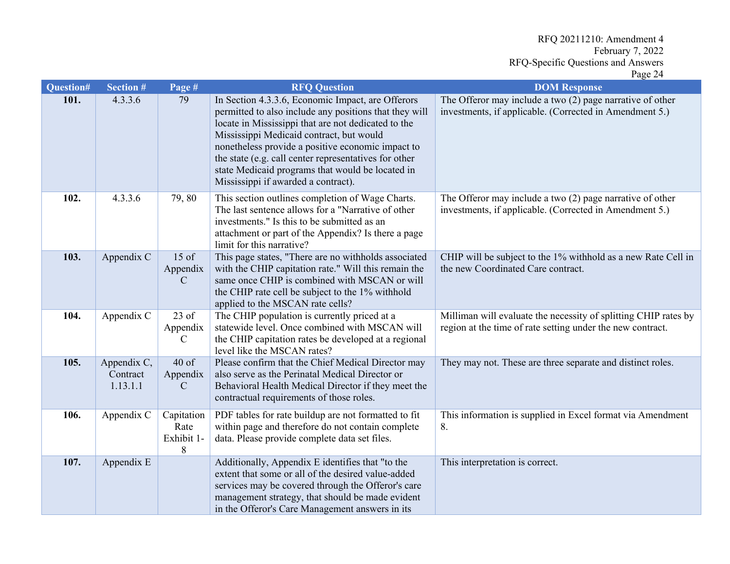| Question# | Section # | Page # | RFQ Question | DOM Response |
|---|---|---|---|---|
| **101.** | 4.3.3.6 | 79 | In Section 4.3.3.6, Economic Impact, are Offerors permitted to also include any positions that they will locate in Mississippi that are not dedicated to the Mississippi Medicaid contract, but would nonetheless provide a positive economic impact to the state (e.g. call center representatives for other state Medicaid programs that would be located in Mississippi if awarded a contract). | The Offeror may include a two (2) page narrative of other investments, if applicable. (Corrected in Amendment 5.) |
| **102.** | 4.3.3.6 | 79, 80 | This section outlines completion of Wage Charts. The last sentence allows for a "Narrative of other investments." Is this to be submitted as an attachment or part of the Appendix? Is there a page limit for this narrative? | The Offeror may include a two (2) page narrative of other investments, if applicable. (Corrected in Amendment 5.) |
| **103.** | Appendix C | 15 of Appendix C | This page states, "There are no withholds associated with the CHIP capitation rate." Will this remain the same once CHIP is combined with MSCAN or will the CHIP rate cell be subject to the 1% withhold applied to the MSCAN rate cells? | CHIP will be subject to the 1% withhold as a new Rate Cell in the new Coordinated Care contract. |
| **104.** | Appendix C | 23 of Appendix C | The CHIP population is currently priced at a statewide level. Once combined with MSCAN will the CHIP capitation rates be developed at a regional level like the MSCAN rates? | Milliman will evaluate the necessity of splitting CHIP rates by region at the time of rate setting under the new contract. |
| **105.** | Appendix C, Contract 1.13.1.1 | 40 of Appendix C | Please confirm that the Chief Medical Director may also serve as the Perinatal Medical Director or Behavioral Health Medical Director if they meet the contractual requirements of those roles. | They may not. These are three separate and distinct roles. |
| **106.** | Appendix C | Capitation Rate Exhibit 1-8 | PDF tables for rate buildup are not formatted to fit within page and therefore do not contain complete data. Please provide complete data set files. | This information is supplied in Excel format via Amendment 8. |
| **107.** | Appendix E | | Additionally, Appendix E identifies that "to the extent that some or all of the desired value-added services may be covered through the Offeror's care management strategy, that should be made evident in the Offeror's Care Management answers in its | This interpretation is correct. |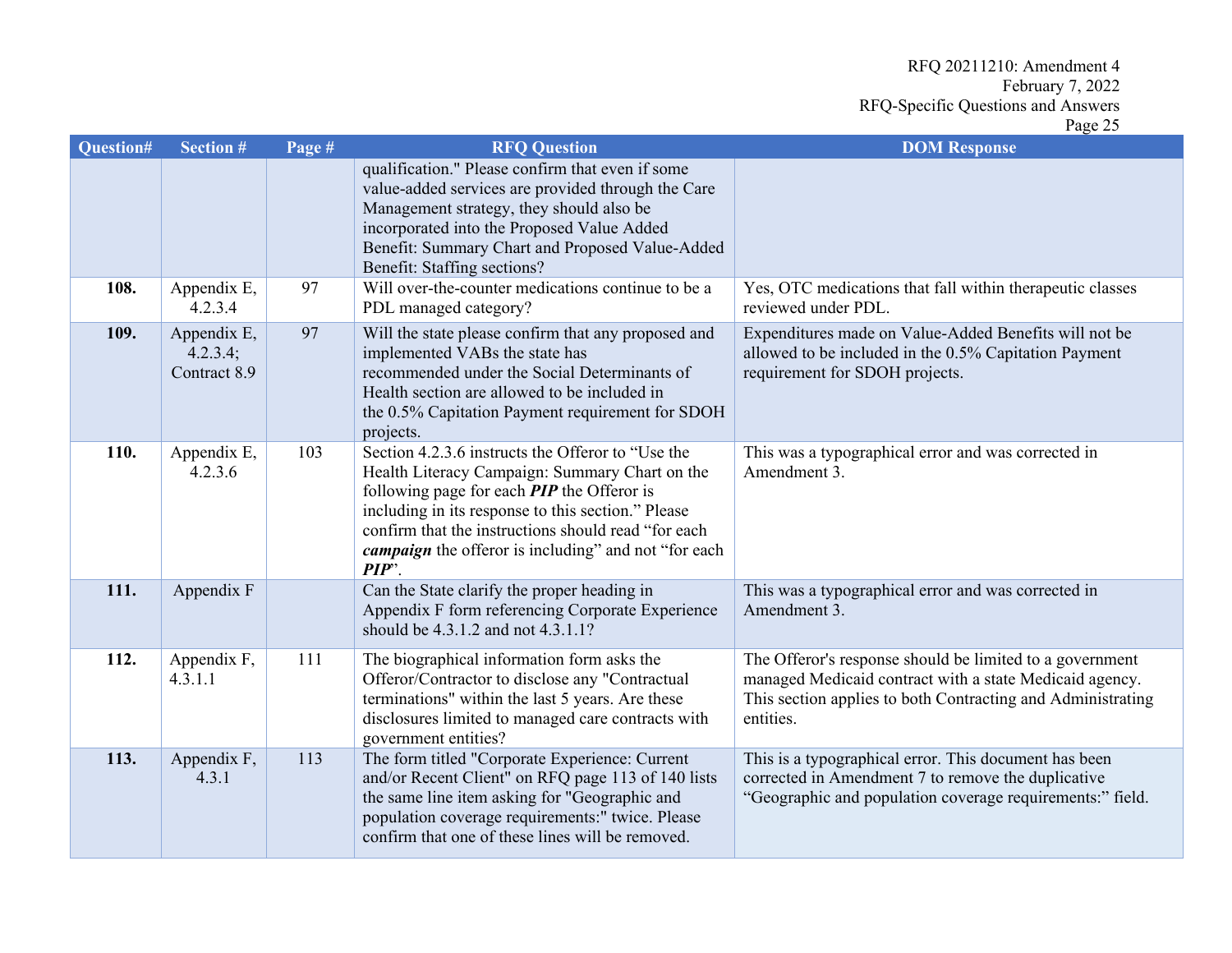| Question# | Section # | Page # | RFQ Question | DOM Response |
|---|---|---|---|---|
| | | | qualification." Please confirm that even if some value-added services are provided through the Care Management strategy, they should also be incorporated into the Proposed Value Added Benefit: Summary Chart and Proposed Value-Added Benefit: Staffing sections? | |
| **108.** | Appendix E, 4.2.3.4 | 97 | Will over-the-counter medications continue to be a PDL managed category? | Yes, OTC medications that fall within therapeutic classes reviewed under PDL. |
| **109.** | Appendix E, 4.2.3.4; Contract 8.9 | 97 | Will the state please confirm that any proposed and implemented VABs the state has recommended under the Social Determinants of Health section are allowed to be included in the 0.5% Capitation Payment requirement for SDOH projects. | Expenditures made on Value-Added Benefits will not be allowed to be included in the 0.5% Capitation Payment requirement for SDOH projects. |
| **110.** | Appendix E, 4.2.3.6 | 103 | Section 4.2.3.6 instructs the Offeror to "Use the Health Literacy Campaign: Summary Chart on the following page for each ***PIP*** the Offeror is including in its response to this section." Please confirm that the instructions should read "for each ***campaign*** the offeror is including" and not "for each ***PIP***". | This was a typographical error and was corrected in Amendment 3. |
| **111.** | Appendix F | | Can the State clarify the proper heading in Appendix F form referencing Corporate Experience should be 4.3.1.2 and not 4.3.1.1? | This was a typographical error and was corrected in Amendment 3. |
| **112.** | Appendix F, 4.3.1.1 | 111 | The biographical information form asks the Offeror/Contractor to disclose any "Contractual terminations" within the last 5 years. Are these disclosures limited to managed care contracts with government entities? | The Offeror's response should be limited to a government managed Medicaid contract with a state Medicaid agency. This section applies to both Contracting and Administrating entities. |
| **113.** | Appendix F, 4.3.1 | 113 | The form titled "Corporate Experience: Current and/or Recent Client" on RFQ page 113 of 140 lists the same line item asking for "Geographic and population coverage requirements:" twice. Please confirm that one of these lines will be removed. | This is a typographical error. This document has been corrected in Amendment 7 to remove the duplicative "Geographic and population coverage requirements:" field. |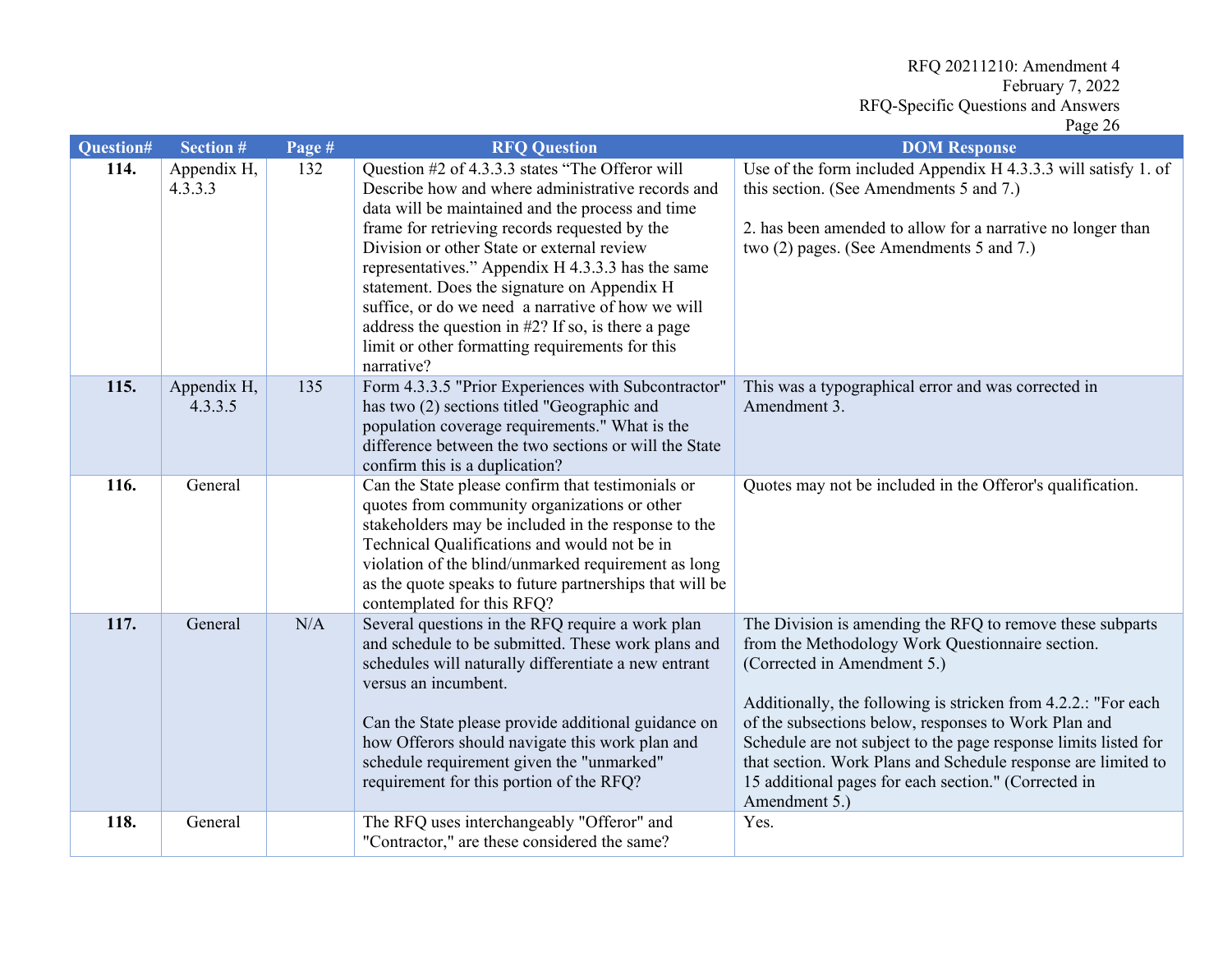| Question# | Section # | Page # | RFQ Question | DOM Response |
|---|---|---|---|---|
| **114.** | Appendix H, 4.3.3.3 | 132 | Question #2 of 4.3.3.3 states "The Offeror will Describe how and where administrative records and data will be maintained and the process and time frame for retrieving records requested by the Division or other State or external review representatives." Appendix H 4.3.3.3 has the same statement. Does the signature on Appendix H suffice, or do we need a narrative of how we will address the question in #2? If so, is there a page limit or other formatting requirements for this narrative? | Use of the form included Appendix H 4.3.3.3 will satisfy 1. of this section. (See Amendments 5 and 7.)<br><br>2. has been amended to allow for a narrative no longer than two (2) pages. (See Amendments 5 and 7.) |
| **115.** | Appendix H, 4.3.3.5 | 135 | Form 4.3.3.5 "Prior Experiences with Subcontractor" has two (2) sections titled "Geographic and population coverage requirements." What is the difference between the two sections or will the State confirm this is a duplication? | This was a typographical error and was corrected in Amendment 3. |
| **116.** | General | | Can the State please confirm that testimonials or quotes from community organizations or other stakeholders may be included in the response to the Technical Qualifications and would not be in violation of the blind/unmarked requirement as long as the quote speaks to future partnerships that will be contemplated for this RFQ? | Quotes may not be included in the Offeror's qualification. |
| **117.** | General | N/A | Several questions in the RFQ require a work plan and schedule to be submitted. These work plans and schedules will naturally differentiate a new entrant versus an incumbent.<br><br>Can the State please provide additional guidance on how Offerors should navigate this work plan and schedule requirement given the "unmarked" requirement for this portion of the RFQ? | The Division is amending the RFQ to remove these subparts from the Methodology Work Questionnaire section. (Corrected in Amendment 5.)<br><br>Additionally, the following is stricken from 4.2.2.: "For each of the subsections below, responses to Work Plan and Schedule are not subject to the page response limits listed for that section. Work Plans and Schedule response are limited to 15 additional pages for each section." (Corrected in Amendment 5.) |
| **118.** | General | | The RFQ uses interchangeably "Offeror" and "Contractor," are these considered the same? | Yes. |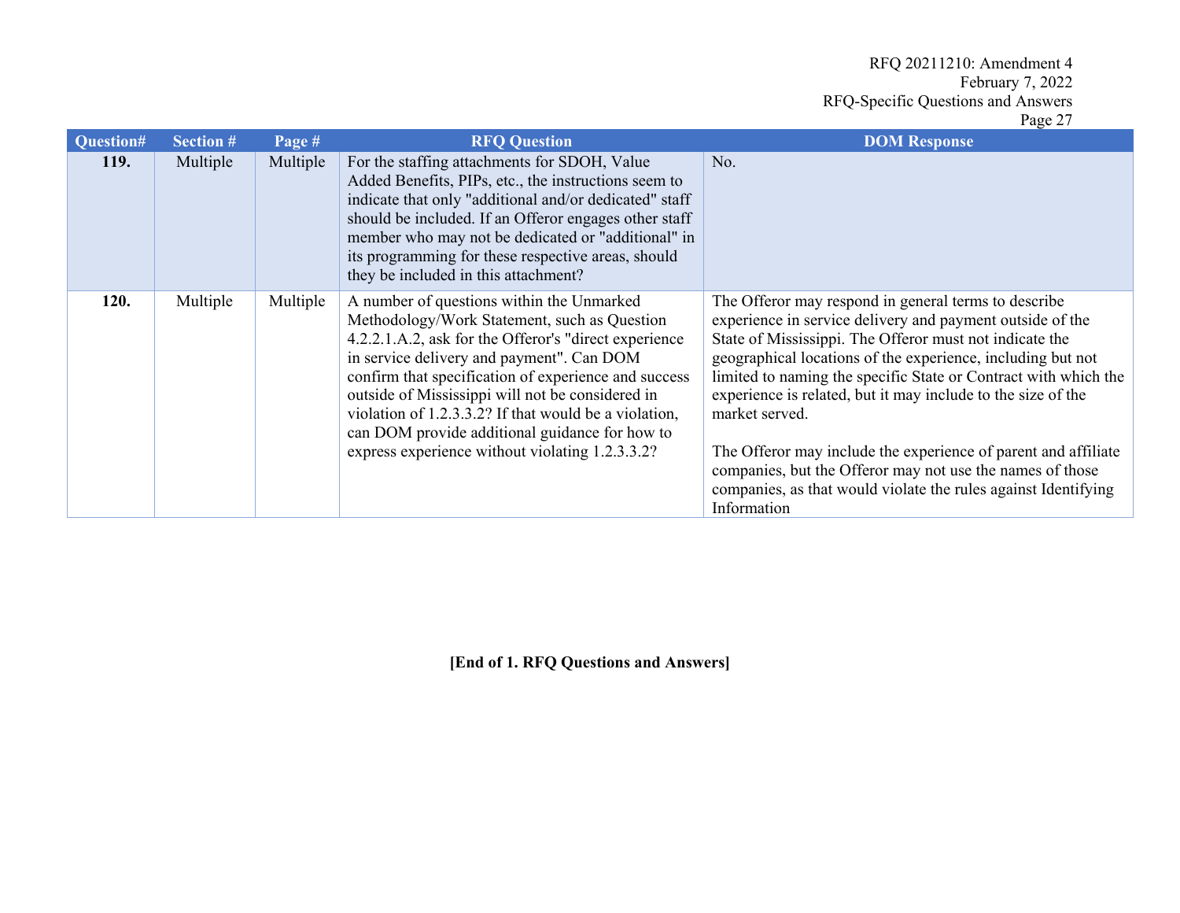| Question# | Section # | Page # | RFQ Question | DOM Response |
|---|---|---|---|---|
| **119.** | Multiple | Multiple | For the staffing attachments for SDOH, Value Added Benefits, PIPs, etc., the instructions seem to indicate that only "additional and/or dedicated" staff should be included. If an Offeror engages other staff member who may not be dedicated or "additional" in its programming for these respective areas, should they be included in this attachment? | No. |
| **120.** | Multiple | Multiple | A number of questions within the Unmarked Methodology/Work Statement, such as Question 4.2.2.1.A.2, ask for the Offeror's "direct experience in service delivery and payment". Can DOM confirm that specification of experience and success outside of Mississippi will not be considered in violation of 1.2.3.3.2? If that would be a violation, can DOM provide additional guidance for how to express experience without violating 1.2.3.3.2? | The Offeror may respond in general terms to describe experience in service delivery and payment outside of the State of Mississippi. The Offeror must not indicate the geographical locations of the experience, including but not limited to naming the specific State or Contract with which the experience is related, but it may include to the size of the market served.<br><br>The Offeror may include the experience of parent and affiliate companies, but the Offeror may not use the names of those companies, as that would violate the rules against Identifying Information |

**[End of 1. RFQ Questions and Answers]**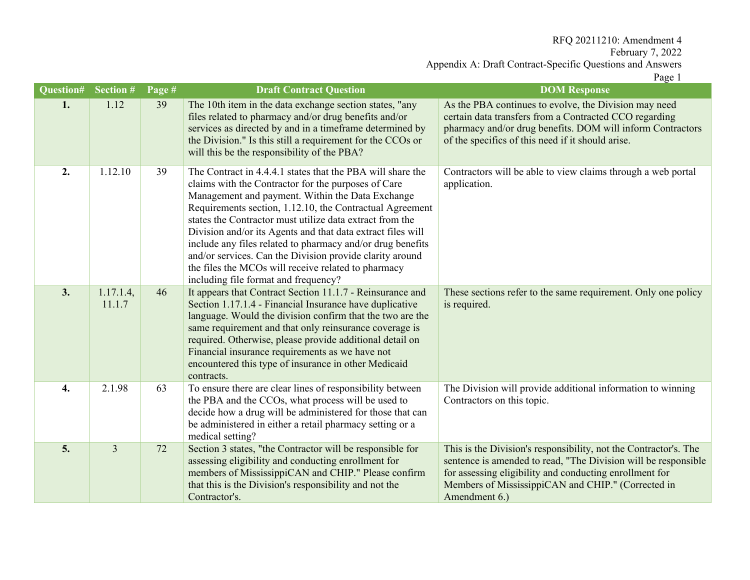RFQ 20211210: Amendment 4
February 7, 2022
Appendix A: Draft Contract-Specific Questions and Answers

| Question# | Section # | Page # | Draft Contract Question | DOM Response |
|---|---|---|---|---|
| **1.** | 1.12 | 39 | The 10th item in the data exchange section states, "any files related to pharmacy and/or drug benefits and/or services as directed by and in a timeframe determined by the Division." Is this still a requirement for the CCOs or will this be the responsibility of the PBA? | As the PBA continues to evolve, the Division may need certain data transfers from a Contracted CCO regarding pharmacy and/or drug benefits. DOM will inform Contractors of the specifics of this need if it should arise. |
| **2.** | 1.12.10 | 39 | The Contract in 4.4.4.1 states that the PBA will share the claims with the Contractor for the purposes of Care Management and payment. Within the Data Exchange Requirements section, 1.12.10, the Contractual Agreement states the Contractor must utilize data extract from the Division and/or its Agents and that data extract files will include any files related to pharmacy and/or drug benefits and/or services. Can the Division provide clarity around the files the MCOs will receive related to pharmacy including file format and frequency? | Contractors will be able to view claims through a web portal application. |
| **3.** | 1.17.1.4, 11.1.7 | 46 | It appears that Contract Section 11.1.7 - Reinsurance and Section 1.17.1.4 - Financial Insurance have duplicative language. Would the division confirm that the two are the same requirement and that only reinsurance coverage is required. Otherwise, please provide additional detail on Financial insurance requirements as we have not encountered this type of insurance in other Medicaid contracts. | These sections refer to the same requirement. Only one policy is required. |
| **4.** | 2.1.98 | 63 | To ensure there are clear lines of responsibility between the PBA and the CCOs, what process will be used to decide how a drug will be administered for those that can be administered in either a retail pharmacy setting or a medical setting? | The Division will provide additional information to winning Contractors on this topic. |
| **5.** | 3 | 72 | Section 3 states, "the Contractor will be responsible for assessing eligibility and conducting enrollment for members of MississippiCAN and CHIP." Please confirm that this is the Division's responsibility and not the Contractor's. | This is the Division's responsibility, not the Contractor's. The sentence is amended to read, "The Division will be responsible for assessing eligibility and conducting enrollment for Members of MississippiCAN and CHIP." (Corrected in Amendment 6.) |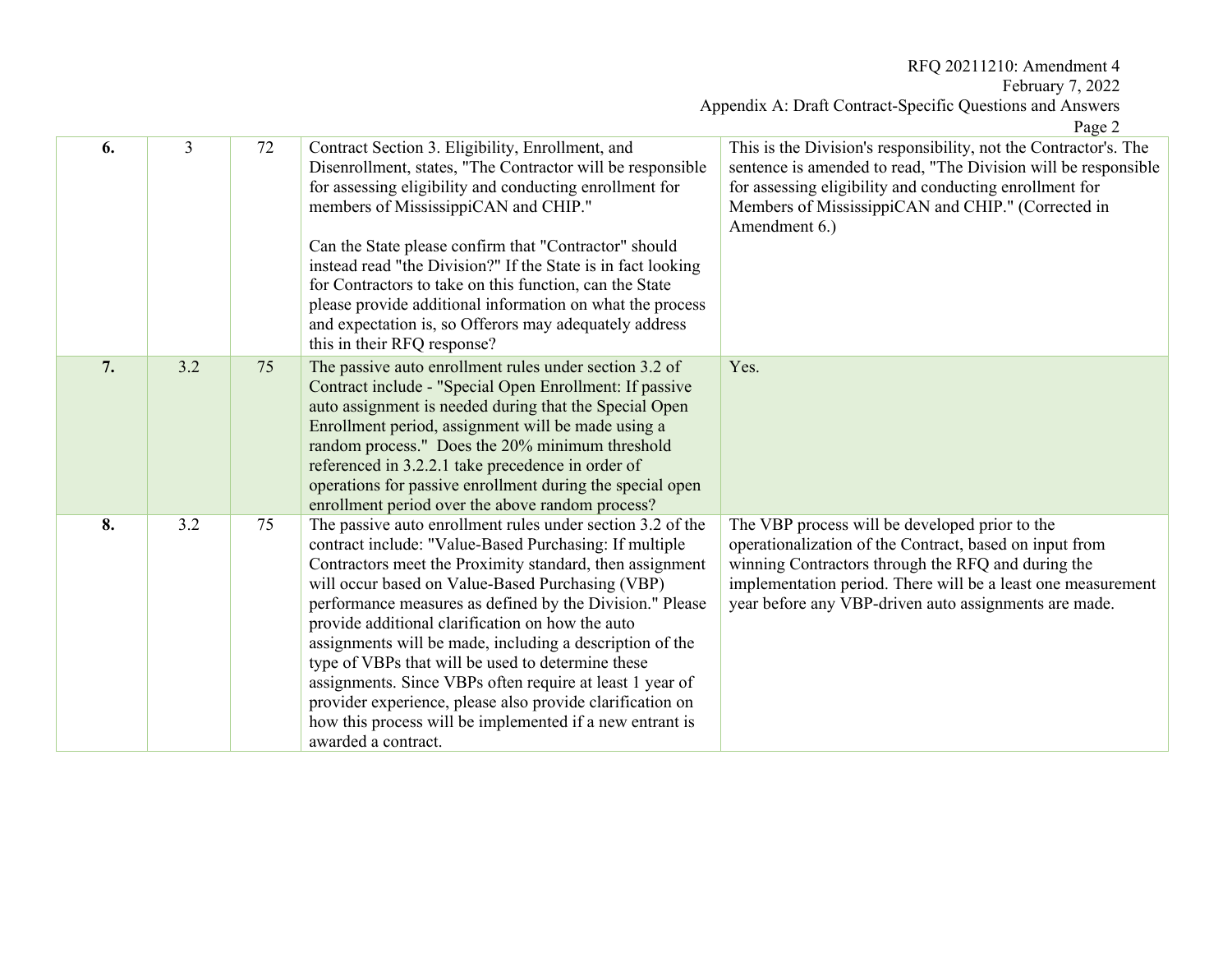| 6. | 3 | 72 | Contract Section 3. Eligibility, Enrollment, and Disenrollment, states, "The Contractor will be responsible for assessing eligibility and conducting enrollment for members of MississippiCAN and CHIP."<br><br>Can the State please confirm that "Contractor" should instead read "the Division?" If the State is in fact looking for Contractors to take on this function, can the State please provide additional information on what the process and expectation is, so Offerors may adequately address this in their RFQ response? | This is the Division's responsibility, not the Contractor's. The sentence is amended to read, "The Division will be responsible for assessing eligibility and conducting enrollment for Members of MississippiCAN and CHIP." (Corrected in Amendment 6.) |
|---|---|---|---|---|
| 7. | 3.2 | 75 | The passive auto enrollment rules under section 3.2 of Contract include - "Special Open Enrollment: If passive auto assignment is needed during that the Special Open Enrollment period, assignment will be made using a random process." Does the 20% minimum threshold referenced in 3.2.2.1 take precedence in order of operations for passive enrollment during the special open enrollment period over the above random process? | Yes. |
| 8. | 3.2 | 75 | The passive auto enrollment rules under section 3.2 of the contract include: "Value-Based Purchasing: If multiple Contractors meet the Proximity standard, then assignment will occur based on Value-Based Purchasing (VBP) performance measures as defined by the Division." Please provide additional clarification on how the auto assignments will be made, including a description of the type of VBPs that will be used to determine these assignments. Since VBPs often require at least 1 year of provider experience, please also provide clarification on how this process will be implemented if a new entrant is awarded a contract. | The VBP process will be developed prior to the operationalization of the Contract, based on input from winning Contractors through the RFQ and during the implementation period. There will be a least one measurement year before any VBP-driven auto assignments are made. |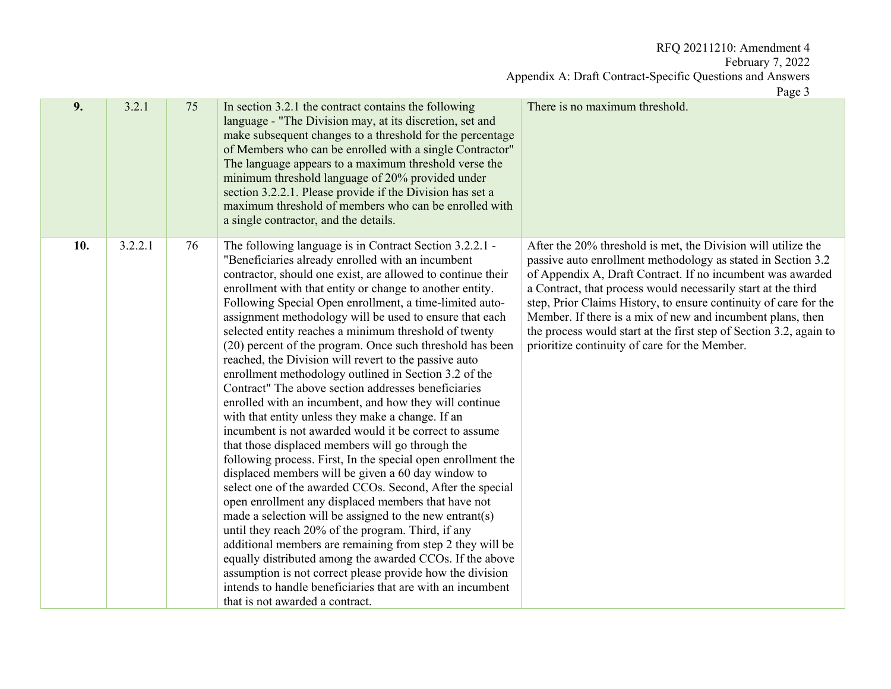| | | | | |
|---|---|---|---|---|
| **9.** | 3.2.1 | 75 | In section 3.2.1 the contract contains the following language - "The Division may, at its discretion, set and make subsequent changes to a threshold for the percentage of Members who can be enrolled with a single Contractor" The language appears to a maximum threshold verse the minimum threshold language of 20% provided under section 3.2.2.1. Please provide if the Division has set a maximum threshold of members who can be enrolled with a single contractor, and the details. | There is no maximum threshold. |
| **10.** | 3.2.2.1 | 76 | The following language is in Contract Section 3.2.2.1 - "Beneficiaries already enrolled with an incumbent contractor, should one exist, are allowed to continue their enrollment with that entity or change to another entity. Following Special Open enrollment, a time-limited auto-assignment methodology will be used to ensure that each selected entity reaches a minimum threshold of twenty (20) percent of the program. Once such threshold has been reached, the Division will revert to the passive auto enrollment methodology outlined in Section 3.2 of the Contract" The above section addresses beneficiaries enrolled with an incumbent, and how they will continue with that entity unless they make a change. If an incumbent is not awarded would it be correct to assume that those displaced members will go through the following process. First, In the special open enrollment the displaced members will be given a 60 day window to select one of the awarded CCOs. Second, After the special open enrollment any displaced members that have not made a selection will be assigned to the new entrant(s) until they reach 20% of the program. Third, if any additional members are remaining from step 2 they will be equally distributed among the awarded CCOs. If the above assumption is not correct please provide how the division intends to handle beneficiaries that are with an incumbent that is not awarded a contract. | After the 20% threshold is met, the Division will utilize the passive auto enrollment methodology as stated in Section 3.2 of Appendix A, Draft Contract. If no incumbent was awarded a Contract, that process would necessarily start at the third step, Prior Claims History, to ensure continuity of care for the Member. If there is a mix of new and incumbent plans, then the process would start at the first step of Section 3.2, again to prioritize continuity of care for the Member. |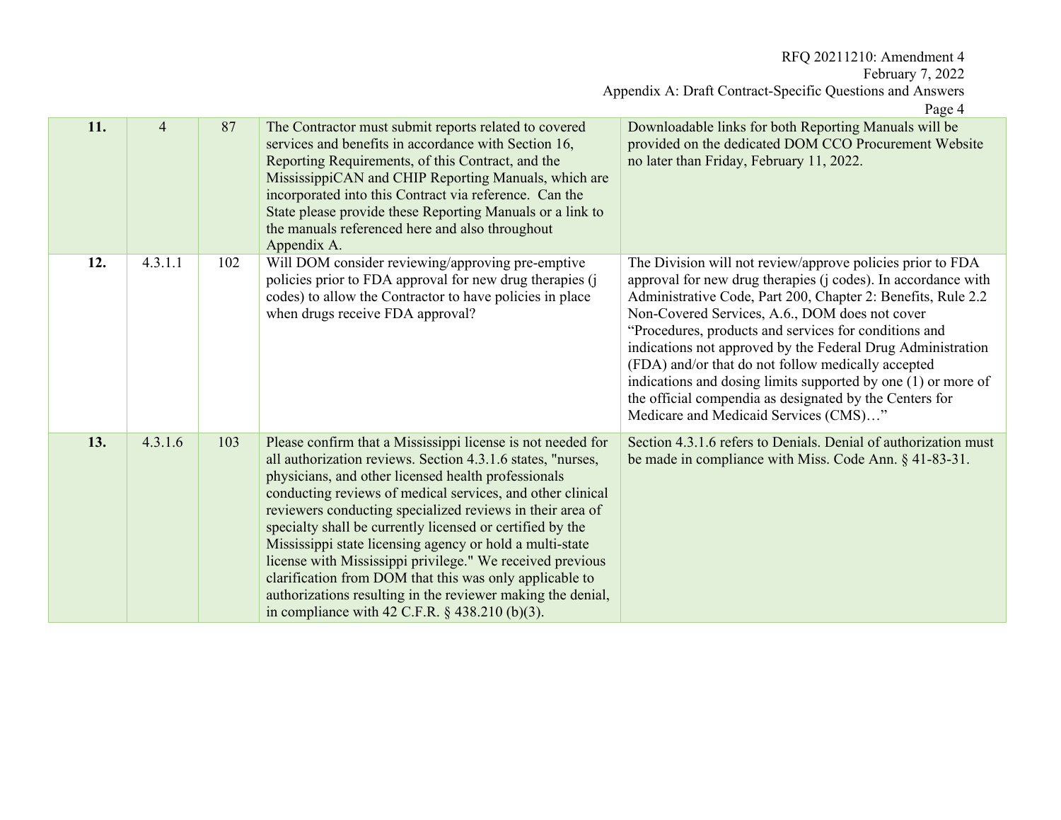| | | | | |
|---|---|---|---|---|
| **11.** | 4 | 87 | The Contractor must submit reports related to covered services and benefits in accordance with Section 16, Reporting Requirements, of this Contract, and the MississippiCAN and CHIP Reporting Manuals, which are incorporated into this Contract via reference. Can the State please provide these Reporting Manuals or a link to the manuals referenced here and also throughout Appendix A. | Downloadable links for both Reporting Manuals will be provided on the dedicated DOM CCO Procurement Website no later than Friday, February 11, 2022. |
| **12.** | 4.3.1.1 | 102 | Will DOM consider reviewing/approving pre-emptive policies prior to FDA approval for new drug therapies (j codes) to allow the Contractor to have policies in place when drugs receive FDA approval? | The Division will not review/approve policies prior to FDA approval for new drug therapies (j codes). In accordance with Administrative Code, Part 200, Chapter 2: Benefits, Rule 2.2 Non-Covered Services, A.6., DOM does not cover "Procedures, products and services for conditions and indications not approved by the Federal Drug Administration (FDA) and/or that do not follow medically accepted indications and dosing limits supported by one (1) or more of the official compendia as designated by the Centers for Medicare and Medicaid Services (CMS)…" |
| **13.** | 4.3.1.6 | 103 | Please confirm that a Mississippi license is not needed for all authorization reviews. Section 4.3.1.6 states, "nurses, physicians, and other licensed health professionals conducting reviews of medical services, and other clinical reviewers conducting specialized reviews in their area of specialty shall be currently licensed or certified by the Mississippi state licensing agency or hold a multi-state license with Mississippi privilege." We received previous clarification from DOM that this was only applicable to authorizations resulting in the reviewer making the denial, in compliance with 42 C.F.R. § 438.210 (b)(3). | Section 4.3.1.6 refers to Denials. Denial of authorization must be made in compliance with Miss. Code Ann. § 41-83-31. |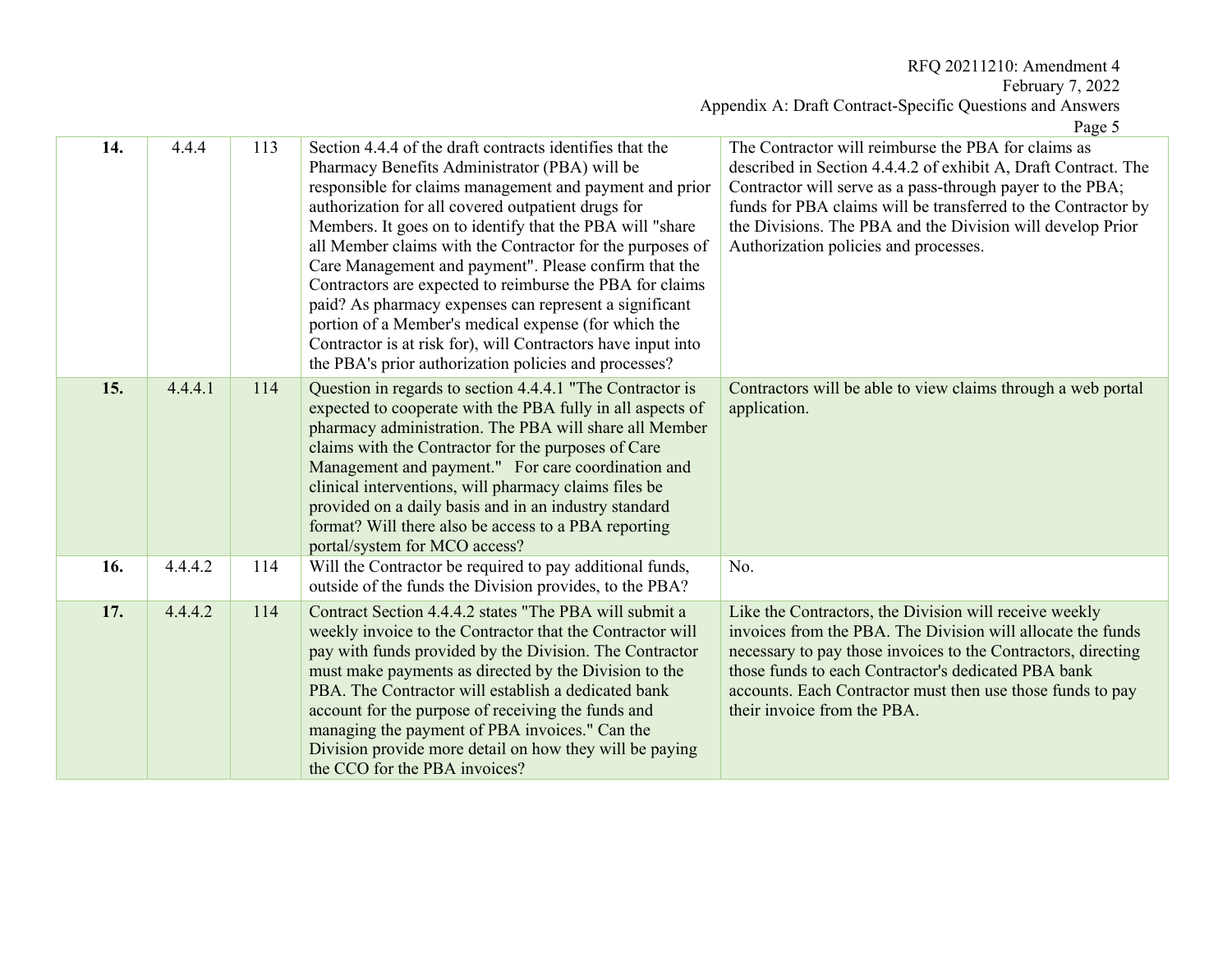| | | | | |
|---|---|---|---|---|
| **14.** | 4.4.4 | 113 | Section 4.4.4 of the draft contracts identifies that the Pharmacy Benefits Administrator (PBA) will be responsible for claims management and payment and prior authorization for all covered outpatient drugs for Members. It goes on to identify that the PBA will "share all Member claims with the Contractor for the purposes of Care Management and payment". Please confirm that the Contractors are expected to reimburse the PBA for claims paid? As pharmacy expenses can represent a significant portion of a Member's medical expense (for which the Contractor is at risk for), will Contractors have input into the PBA's prior authorization policies and processes? | The Contractor will reimburse the PBA for claims as described in Section 4.4.4.2 of exhibit A, Draft Contract. The Contractor will serve as a pass-through payer to the PBA; funds for PBA claims will be transferred to the Contractor by the Divisions. The PBA and the Division will develop Prior Authorization policies and processes. |
| **15.** | 4.4.4.1 | 114 | Question in regards to section 4.4.4.1 "The Contractor is expected to cooperate with the PBA fully in all aspects of pharmacy administration. The PBA will share all Member claims with the Contractor for the purposes of Care Management and payment." For care coordination and clinical interventions, will pharmacy claims files be provided on a daily basis and in an industry standard format? Will there also be access to a PBA reporting portal/system for MCO access? | Contractors will be able to view claims through a web portal application. |
| **16.** | 4.4.4.2 | 114 | Will the Contractor be required to pay additional funds, outside of the funds the Division provides, to the PBA? | No. |
| **17.** | 4.4.4.2 | 114 | Contract Section 4.4.4.2 states "The PBA will submit a weekly invoice to the Contractor that the Contractor will pay with funds provided by the Division. The Contractor must make payments as directed by the Division to the PBA. The Contractor will establish a dedicated bank account for the purpose of receiving the funds and managing the payment of PBA invoices." Can the Division provide more detail on how they will be paying the CCO for the PBA invoices? | Like the Contractors, the Division will receive weekly invoices from the PBA. The Division will allocate the funds necessary to pay those invoices to the Contractors, directing those funds to each Contractor's dedicated PBA bank accounts. Each Contractor must then use those funds to pay their invoice from the PBA. |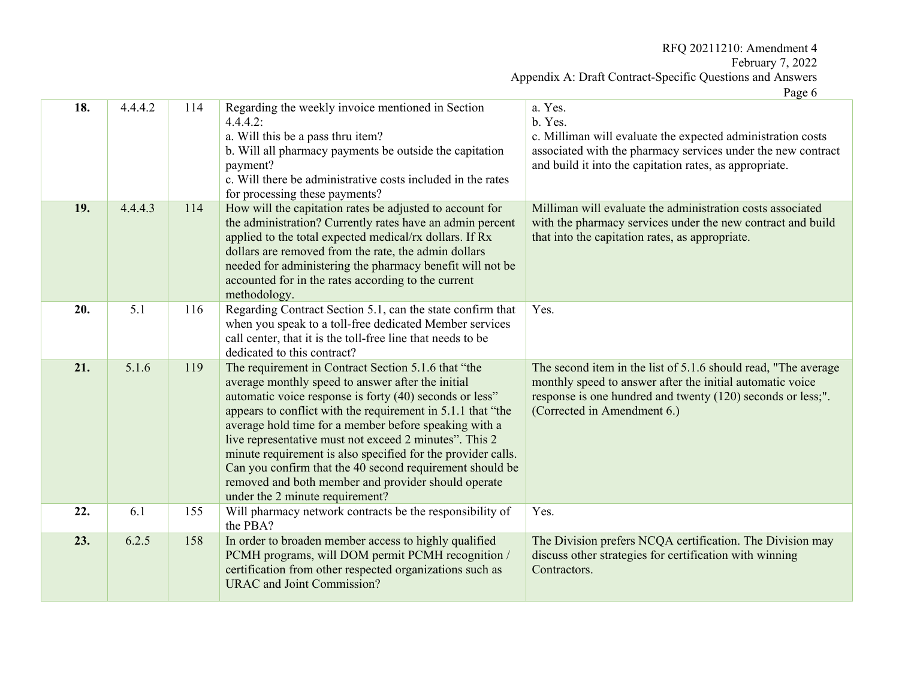| | | | | |
|---|---|---|---|---|
| **18.** | 4.4.4.2 | 114 | Regarding the weekly invoice mentioned in Section 4.4.4.2:<br>a. Will this be a pass thru item?<br>b. Will all pharmacy payments be outside the capitation payment?<br>c. Will there be administrative costs included in the rates for processing these payments? | a. Yes.<br>b. Yes.<br>c. Milliman will evaluate the expected administration costs associated with the pharmacy services under the new contract and build it into the capitation rates, as appropriate. |
| **19.** | 4.4.4.3 | 114 | How will the capitation rates be adjusted to account for the administration? Currently rates have an admin percent applied to the total expected medical/rx dollars. If Rx dollars are removed from the rate, the admin dollars needed for administering the pharmacy benefit will not be accounted for in the rates according to the current methodology. | Milliman will evaluate the administration costs associated with the pharmacy services under the new contract and build that into the capitation rates, as appropriate. |
| **20.** | 5.1 | 116 | Regarding Contract Section 5.1, can the state confirm that when you speak to a toll-free dedicated Member services call center, that it is the toll-free line that needs to be dedicated to this contract? | Yes. |
| **21.** | 5.1.6 | 119 | The requirement in Contract Section 5.1.6 that "the average monthly speed to answer after the initial automatic voice response is forty (40) seconds or less" appears to conflict with the requirement in 5.1.1 that "the average hold time for a member before speaking with a live representative must not exceed 2 minutes". This 2 minute requirement is also specified for the provider calls. Can you confirm that the 40 second requirement should be removed and both member and provider should operate under the 2 minute requirement? | The second item in the list of 5.1.6 should read, "The average monthly speed to answer after the initial automatic voice response is one hundred and twenty (120) seconds or less;". (Corrected in Amendment 6.) |
| **22.** | 6.1 | 155 | Will pharmacy network contracts be the responsibility of the PBA? | Yes. |
| **23.** | 6.2.5 | 158 | In order to broaden member access to highly qualified PCMH programs, will DOM permit PCMH recognition / certification from other respected organizations such as URAC and Joint Commission? | The Division prefers NCQA certification. The Division may discuss other strategies for certification with winning Contractors. |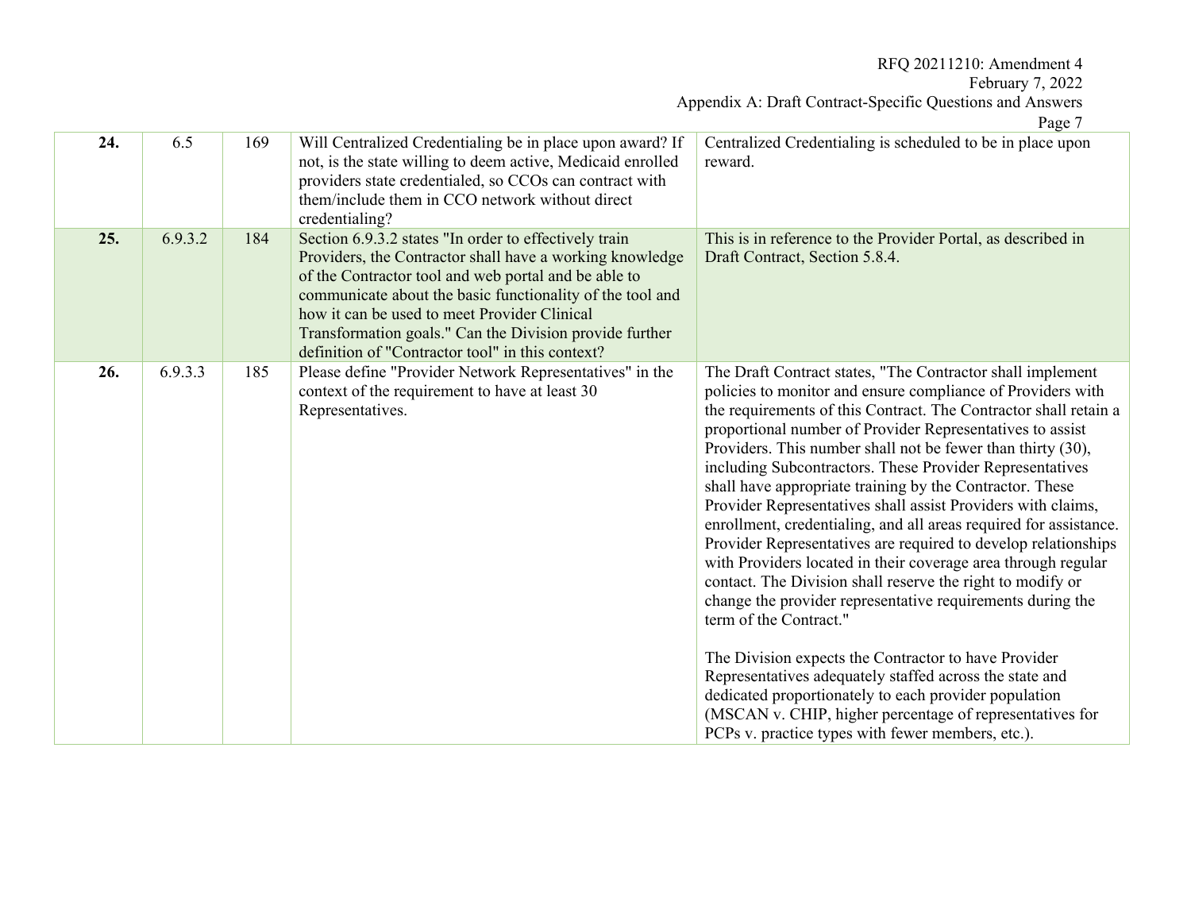| | | | | |
|---|---|---|---|---|
| **24.** | 6.5 | 169 | Will Centralized Credentialing be in place upon award? If not, is the state willing to deem active, Medicaid enrolled providers state credentialed, so CCOs can contract with them/include them in CCO network without direct credentialing? | Centralized Credentialing is scheduled to be in place upon reward. |
| **25.** | 6.9.3.2 | 184 | Section 6.9.3.2 states "In order to effectively train Providers, the Contractor shall have a working knowledge of the Contractor tool and web portal and be able to communicate about the basic functionality of the tool and how it can be used to meet Provider Clinical Transformation goals." Can the Division provide further definition of "Contractor tool" in this context? | This is in reference to the Provider Portal, as described in Draft Contract, Section 5.8.4. |
| **26.** | 6.9.3.3 | 185 | Please define "Provider Network Representatives" in the context of the requirement to have at least 30 Representatives. | The Draft Contract states, "The Contractor shall implement policies to monitor and ensure compliance of Providers with the requirements of this Contract. The Contractor shall retain a proportional number of Provider Representatives to assist Providers. This number shall not be fewer than thirty (30), including Subcontractors. These Provider Representatives shall have appropriate training by the Contractor. These Provider Representatives shall assist Providers with claims, enrollment, credentialing, and all areas required for assistance. Provider Representatives are required to develop relationships with Providers located in their coverage area through regular contact. The Division shall reserve the right to modify or change the provider representative requirements during the term of the Contract."<br><br>The Division expects the Contractor to have Provider Representatives adequately staffed across the state and dedicated proportionately to each provider population (MSCAN v. CHIP, higher percentage of representatives for PCPs v. practice types with fewer members, etc.). |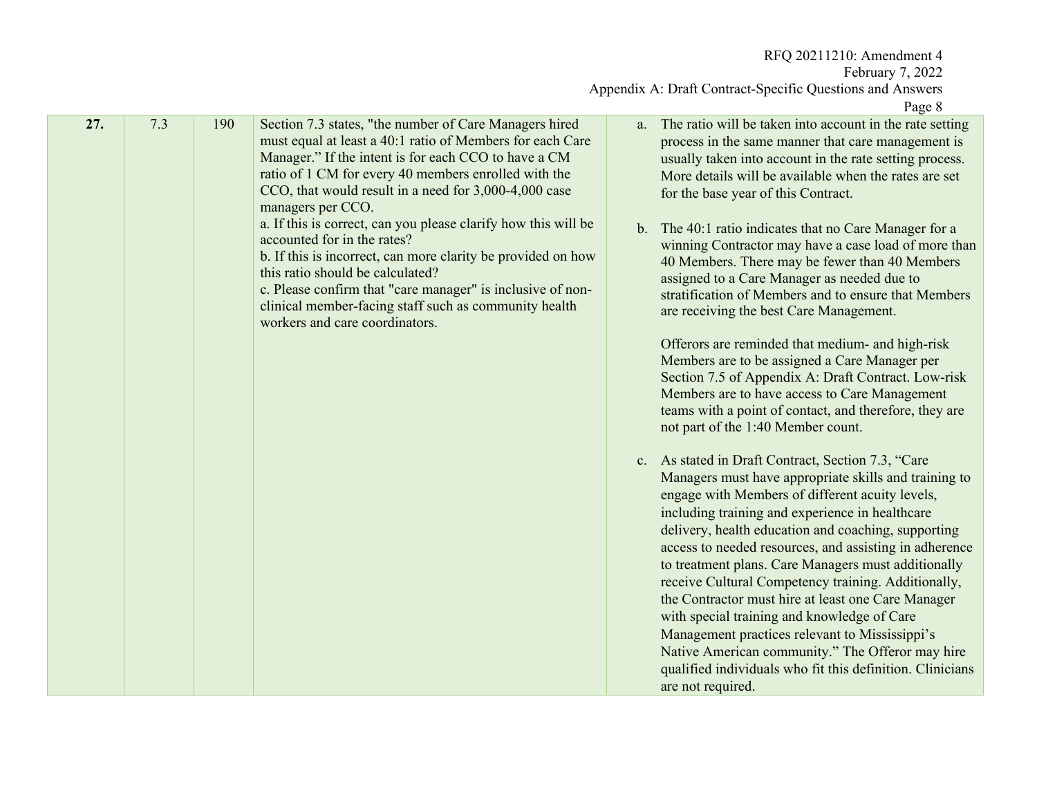| | | | | |
|---|---|---|---|---|
| **27.** | 7.3 | 190 | Section 7.3 states, "the number of Care Managers hired must equal at least a 40:1 ratio of Members for each Care Manager." If the intent is for each CCO to have a CM ratio of 1 CM for every 40 members enrolled with the CCO, that would result in a need for 3,000-4,000 case managers per CCO.<br>a. If this is correct, can you please clarify how this will be accounted for in the rates?<br>b. If this is incorrect, can more clarity be provided on how this ratio should be calculated?<br>c. Please confirm that "care manager" is inclusive of non-clinical member-facing staff such as community health workers and care coordinators. | a. The ratio will be taken into account in the rate setting process in the same manner that care management is usually taken into account in the rate setting process. More details will be available when the rates are set for the base year of this Contract.<br><br>b. The 40:1 ratio indicates that no Care Manager for a winning Contractor may have a case load of more than 40 Members. There may be fewer than 40 Members assigned to a Care Manager as needed due to stratification of Members and to ensure that Members are receiving the best Care Management.<br><br>Offerors are reminded that medium- and high-risk Members are to be assigned a Care Manager per Section 7.5 of Appendix A: Draft Contract. Low-risk Members are to have access to Care Management teams with a point of contact, and therefore, they are not part of the 1:40 Member count.<br><br>c. As stated in Draft Contract, Section 7.3, "Care Managers must have appropriate skills and training to engage with Members of different acuity levels, including training and experience in healthcare delivery, health education and coaching, supporting access to needed resources, and assisting in adherence to treatment plans. Care Managers must additionally receive Cultural Competency training. Additionally, the Contractor must hire at least one Care Manager with special training and knowledge of Care Management practices relevant to Mississippi's Native American community." The Offeror may hire qualified individuals who fit this definition. Clinicians are not required. |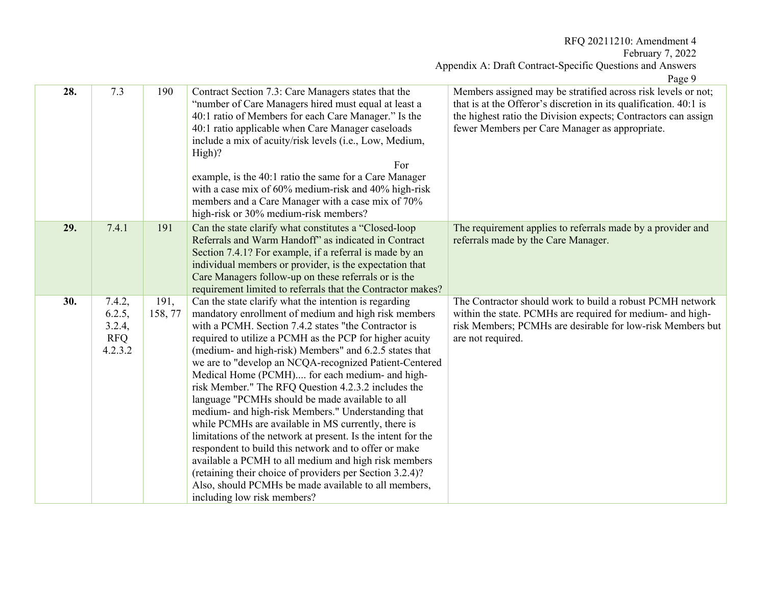| | | | | |
|---|---|---|---|---|
| **28.** | 7.3 | 190 | Contract Section 7.3: Care Managers states that the "number of Care Managers hired must equal at least a 40:1 ratio of Members for each Care Manager." Is the 40:1 ratio applicable when Care Manager caseloads include a mix of acuity/risk levels (i.e., Low, Medium, High)? For example, is the 40:1 ratio the same for a Care Manager with a case mix of 60% medium-risk and 40% high-risk members and a Care Manager with a case mix of 70% high-risk or 30% medium-risk members? | Members assigned may be stratified across risk levels or not; that is at the Offeror's discretion in its qualification. 40:1 is the highest ratio the Division expects; Contractors can assign fewer Members per Care Manager as appropriate. |
| **29.** | 7.4.1 | 191 | Can the state clarify what constitutes a "Closed-loop Referrals and Warm Handoff" as indicated in Contract Section 7.4.1? For example, if a referral is made by an individual members or provider, is the expectation that Care Managers follow-up on these referrals or is the requirement limited to referrals that the Contractor makes? | The requirement applies to referrals made by a provider and referrals made by the Care Manager. |
| **30.** | 7.4.2, 6.2.5, 3.2.4, RFQ 4.2.3.2 | 191, 158, 77 | Can the state clarify what the intention is regarding mandatory enrollment of medium and high risk members with a PCMH. Section 7.4.2 states "the Contractor is required to utilize a PCMH as the PCP for higher acuity (medium- and high-risk) Members" and 6.2.5 states that we are to "develop an NCQA-recognized Patient-Centered Medical Home (PCMH).... for each medium- and high-risk Member." The RFQ Question 4.2.3.2 includes the language "PCMHs should be made available to all medium- and high-risk Members." Understanding that while PCMHs are available in MS currently, there is limitations of the network at present. Is the intent for the respondent to build this network and to offer or make available a PCMH to all medium and high risk members (retaining their choice of providers per Section 3.2.4)? Also, should PCMHs be made available to all members, including low risk members? | The Contractor should work to build a robust PCMH network within the state. PCMHs are required for medium- and high-risk Members; PCMHs are desirable for low-risk Members but are not required. |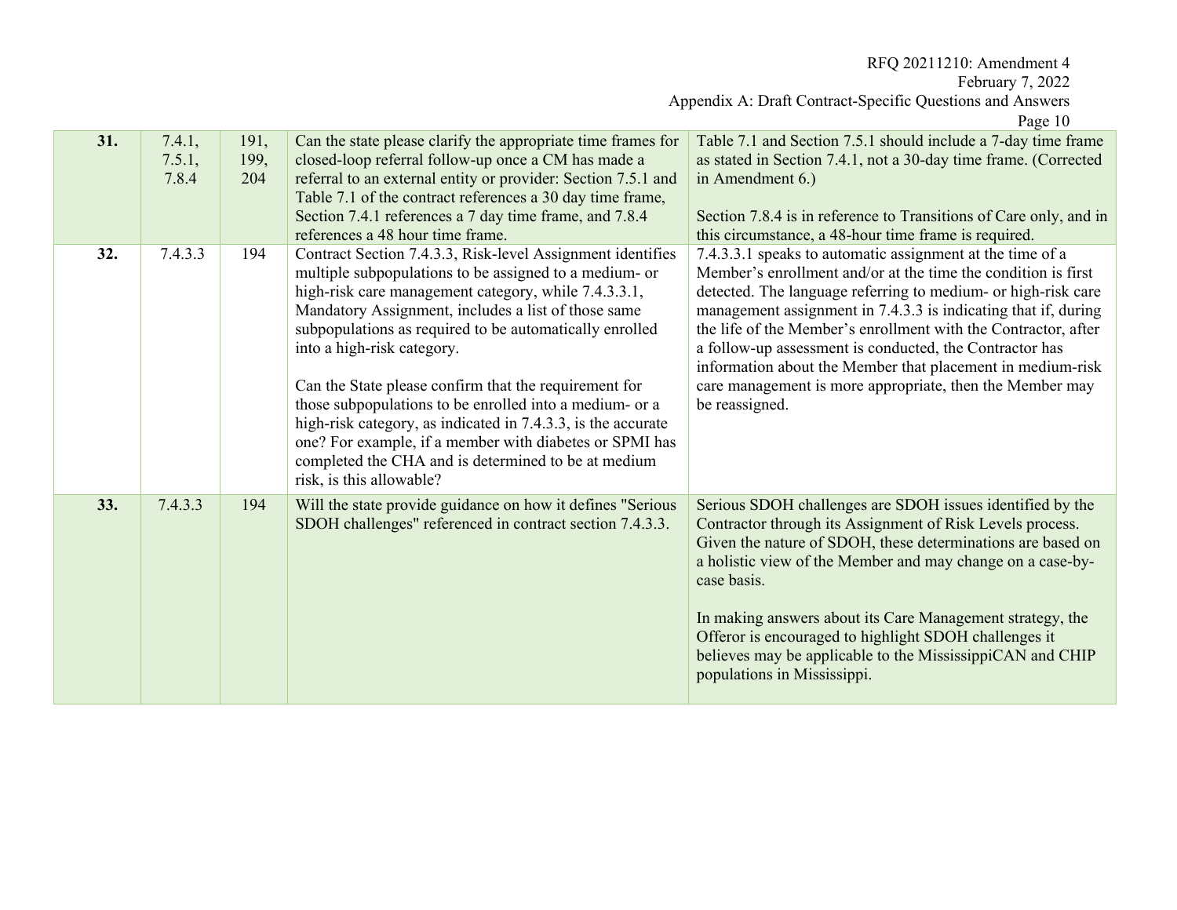| | | | | |
|---|---|---|---|---|
| **31.** | 7.4.1, 7.5.1, 7.8.4 | 191, 199, 204 | Can the state please clarify the appropriate time frames for closed-loop referral follow-up once a CM has made a referral to an external entity or provider: Section 7.5.1 and Table 7.1 of the contract references a 30 day time frame, Section 7.4.1 references a 7 day time frame, and 7.8.4 references a 48 hour time frame. | Table 7.1 and Section 7.5.1 should include a 7-day time frame as stated in Section 7.4.1, not a 30-day time frame. (Corrected in Amendment 6.)<br><br>Section 7.8.4 is in reference to Transitions of Care only, and in this circumstance, a 48-hour time frame is required. |
| **32.** | 7.4.3.3 | 194 | Contract Section 7.4.3.3, Risk-level Assignment identifies multiple subpopulations to be assigned to a medium- or high-risk care management category, while 7.4.3.3.1, Mandatory Assignment, includes a list of those same subpopulations as required to be automatically enrolled into a high-risk category.<br><br>Can the State please confirm that the requirement for those subpopulations to be enrolled into a medium- or a high-risk category, as indicated in 7.4.3.3, is the accurate one? For example, if a member with diabetes or SPMI has completed the CHA and is determined to be at medium risk, is this allowable? | 7.4.3.3.1 speaks to automatic assignment at the time of a Member's enrollment and/or at the time the condition is first detected. The language referring to medium- or high-risk care management assignment in 7.4.3.3 is indicating that if, during the life of the Member's enrollment with the Contractor, after a follow-up assessment is conducted, the Contractor has information about the Member that placement in medium-risk care management is more appropriate, then the Member may be reassigned. |
| **33.** | 7.4.3.3 | 194 | Will the state provide guidance on how it defines "Serious SDOH challenges" referenced in contract section 7.4.3.3. | Serious SDOH challenges are SDOH issues identified by the Contractor through its Assignment of Risk Levels process. Given the nature of SDOH, these determinations are based on a holistic view of the Member and may change on a case-by-case basis.<br><br>In making answers about its Care Management strategy, the Offeror is encouraged to highlight SDOH challenges it believes may be applicable to the MississippiCAN and CHIP populations in Mississippi. |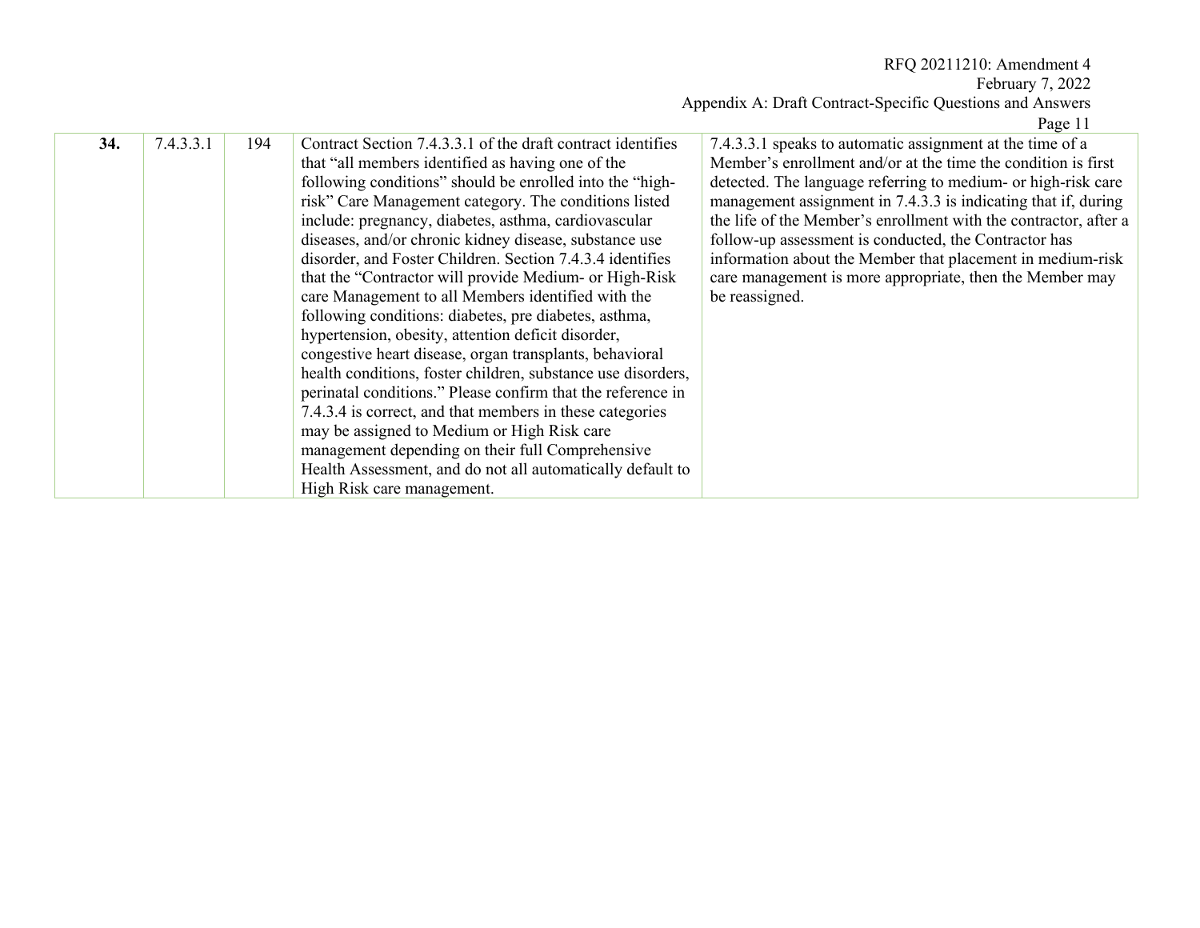| | | | | |
|---|---|---|---|---|
| **34.** | 7.4.3.3.1 | 194 | Contract Section 7.4.3.3.1 of the draft contract identifies that "all members identified as having one of the following conditions" should be enrolled into the "high-risk" Care Management category. The conditions listed include: pregnancy, diabetes, asthma, cardiovascular diseases, and/or chronic kidney disease, substance use disorder, and Foster Children. Section 7.4.3.4 identifies that the "Contractor will provide Medium- or High-Risk care Management to all Members identified with the following conditions: diabetes, pre diabetes, asthma, hypertension, obesity, attention deficit disorder, congestive heart disease, organ transplants, behavioral health conditions, foster children, substance use disorders, perinatal conditions." Please confirm that the reference in 7.4.3.4 is correct, and that members in these categories may be assigned to Medium or High Risk care management depending on their full Comprehensive Health Assessment, and do not all automatically default to High Risk care management. | 7.4.3.3.1 speaks to automatic assignment at the time of a Member's enrollment and/or at the time the condition is first detected. The language referring to medium- or high-risk care management assignment in 7.4.3.3 is indicating that if, during the life of the Member's enrollment with the contractor, after a follow-up assessment is conducted, the Contractor has information about the Member that placement in medium-risk care management is more appropriate, then the Member may be reassigned. |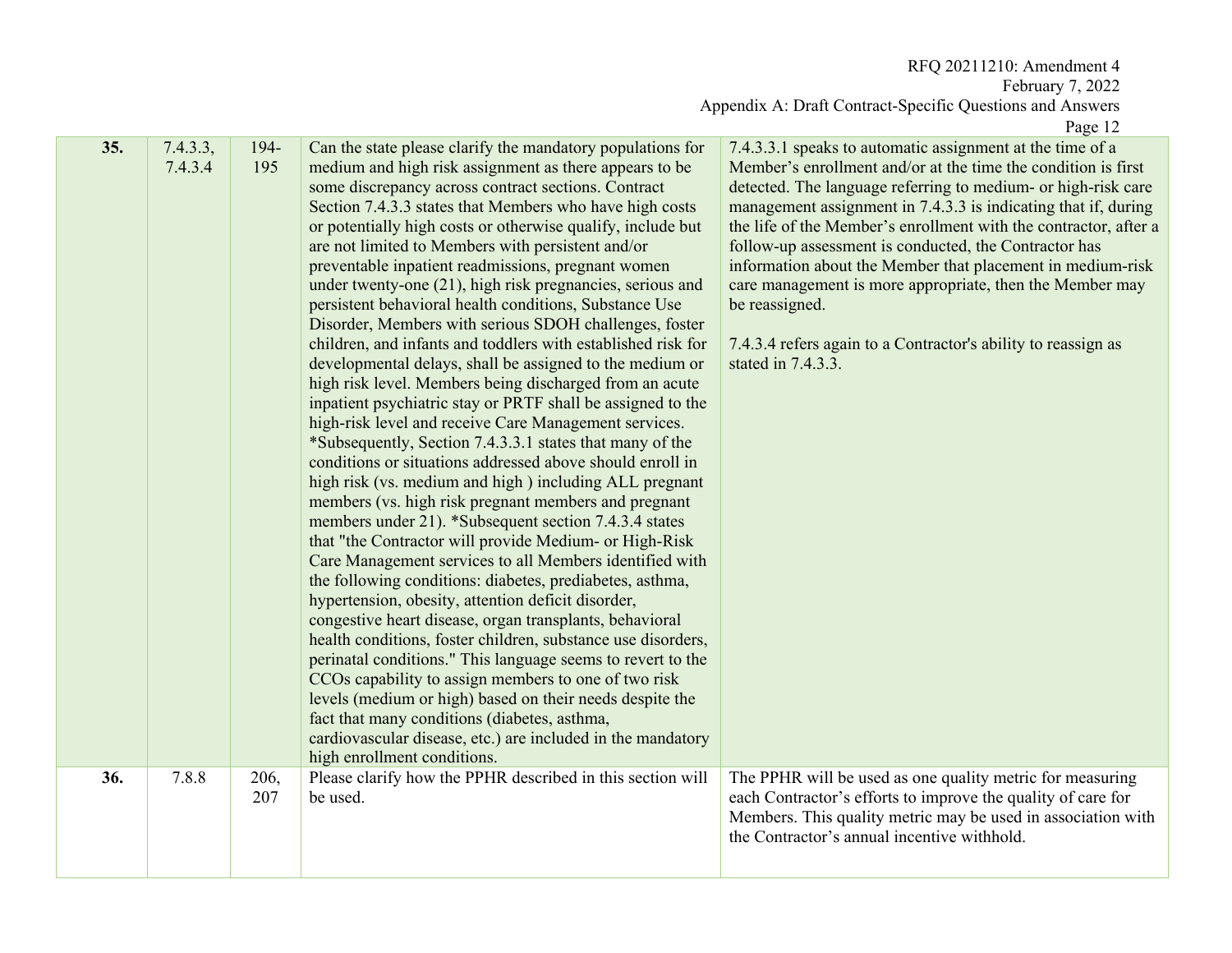| | | | | |
|---|---|---|---|---|
| **35.** | 7.4.3.3, 7.4.3.4 | 194-195 | Can the state please clarify the mandatory populations for medium and high risk assignment as there appears to be some discrepancy across contract sections. Contract Section 7.4.3.3 states that Members who have high costs or potentially high costs or otherwise qualify, include but are not limited to Members with persistent and/or preventable inpatient readmissions, pregnant women under twenty-one (21), high risk pregnancies, serious and persistent behavioral health conditions, Substance Use Disorder, Members with serious SDOH challenges, foster children, and infants and toddlers with established risk for developmental delays, shall be assigned to the medium or high risk level. Members being discharged from an acute inpatient psychiatric stay or PRTF shall be assigned to the high-risk level and receive Care Management services. *Subsequently, Section 7.4.3.3.1 states that many of the conditions or situations addressed above should enroll in high risk (vs. medium and high ) including ALL pregnant members (vs. high risk pregnant members and pregnant members under 21). *Subsequent section 7.4.3.4 states that "the Contractor will provide Medium- or High-Risk Care Management services to all Members identified with the following conditions: diabetes, prediabetes, asthma, hypertension, obesity, attention deficit disorder, congestive heart disease, organ transplants, behavioral health conditions, foster children, substance use disorders, perinatal conditions." This language seems to revert to the CCOs capability to assign members to one of two risk levels (medium or high) based on their needs despite the fact that many conditions (diabetes, asthma, cardiovascular disease, etc.) are included in the mandatory high enrollment conditions. | 7.4.3.3.1 speaks to automatic assignment at the time of a Member's enrollment and/or at the time the condition is first detected. The language referring to medium- or high-risk care management assignment in 7.4.3.3 is indicating that if, during the life of the Member's enrollment with the contractor, after a follow-up assessment is conducted, the Contractor has information about the Member that placement in medium-risk care management is more appropriate, then the Member may be reassigned.<br><br>7.4.3.4 refers again to a Contractor's ability to reassign as stated in 7.4.3.3. |
| **36.** | 7.8.8 | 206, 207 | Please clarify how the PPHR described in this section will be used. | The PPHR will be used as one quality metric for measuring each Contractor's efforts to improve the quality of care for Members. This quality metric may be used in association with the Contractor's annual incentive withhold. |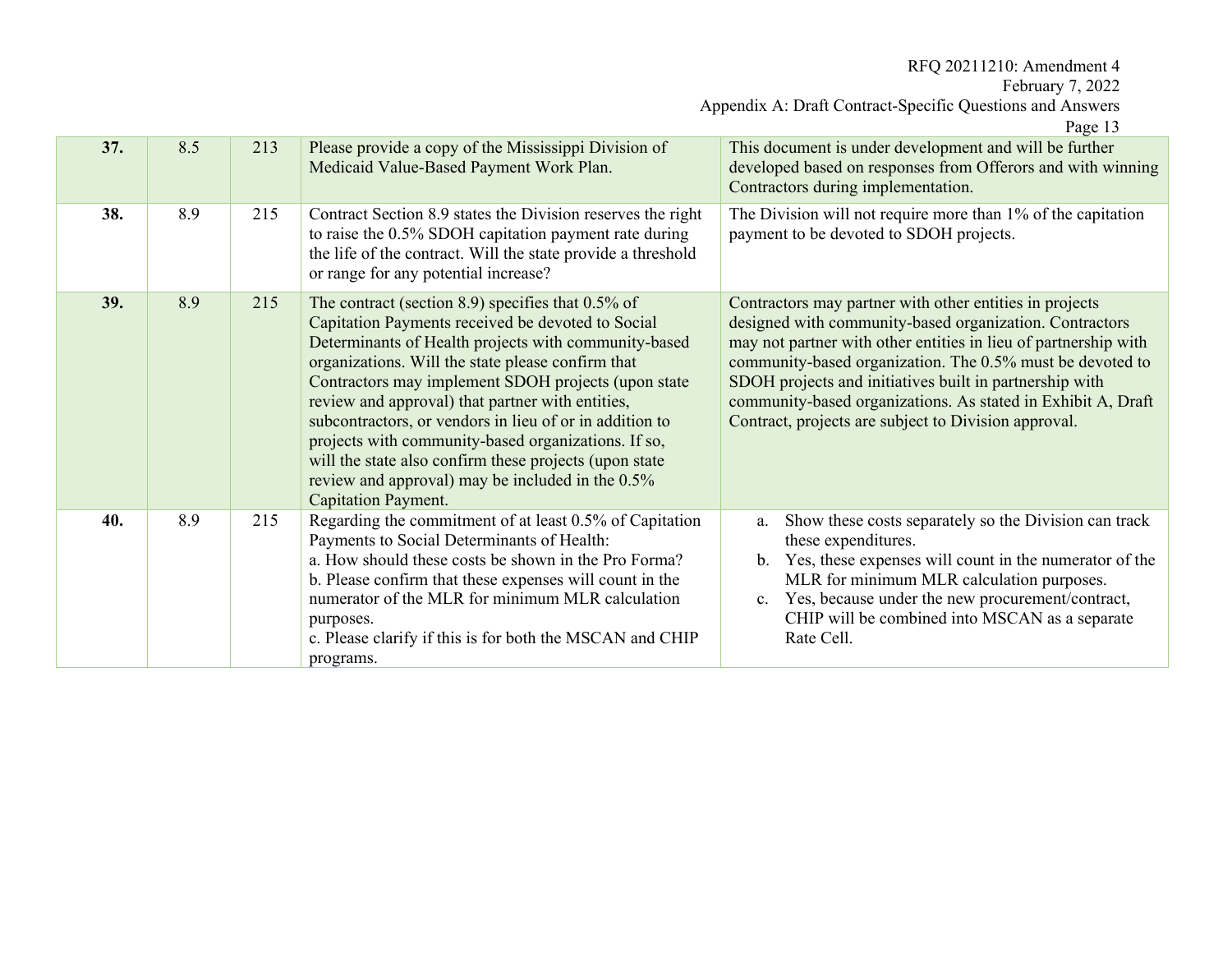| | | | | |
|---|---|---|---|---|
| **37.** | 8.5 | 213 | Please provide a copy of the Mississippi Division of Medicaid Value-Based Payment Work Plan. | This document is under development and will be further developed based on responses from Offerors and with winning Contractors during implementation. |
| **38.** | 8.9 | 215 | Contract Section 8.9 states the Division reserves the right to raise the 0.5% SDOH capitation payment rate during the life of the contract. Will the state provide a threshold or range for any potential increase? | The Division will not require more than 1% of the capitation payment to be devoted to SDOH projects. |
| **39.** | 8.9 | 215 | The contract (section 8.9) specifies that 0.5% of Capitation Payments received be devoted to Social Determinants of Health projects with community-based organizations. Will the state please confirm that Contractors may implement SDOH projects (upon state review and approval) that partner with entities, subcontractors, or vendors in lieu of or in addition to projects with community-based organizations. If so, will the state also confirm these projects (upon state review and approval) may be included in the 0.5% Capitation Payment. | Contractors may partner with other entities in projects designed with community-based organization. Contractors may not partner with other entities in lieu of partnership with community-based organization. The 0.5% must be devoted to SDOH projects and initiatives built in partnership with community-based organizations. As stated in Exhibit A, Draft Contract, projects are subject to Division approval. |
| **40.** | 8.9 | 215 | Regarding the commitment of at least 0.5% of Capitation Payments to Social Determinants of Health:<br>a. How should these costs be shown in the Pro Forma?<br>b. Please confirm that these expenses will count in the numerator of the MLR for minimum MLR calculation purposes.<br>c. Please clarify if this is for both the MSCAN and CHIP programs. | a. Show these costs separately so the Division can track these expenditures.<br>b. Yes, these expenses will count in the numerator of the MLR for minimum MLR calculation purposes.<br>c. Yes, because under the new procurement/contract, CHIP will be combined into MSCAN as a separate Rate Cell. |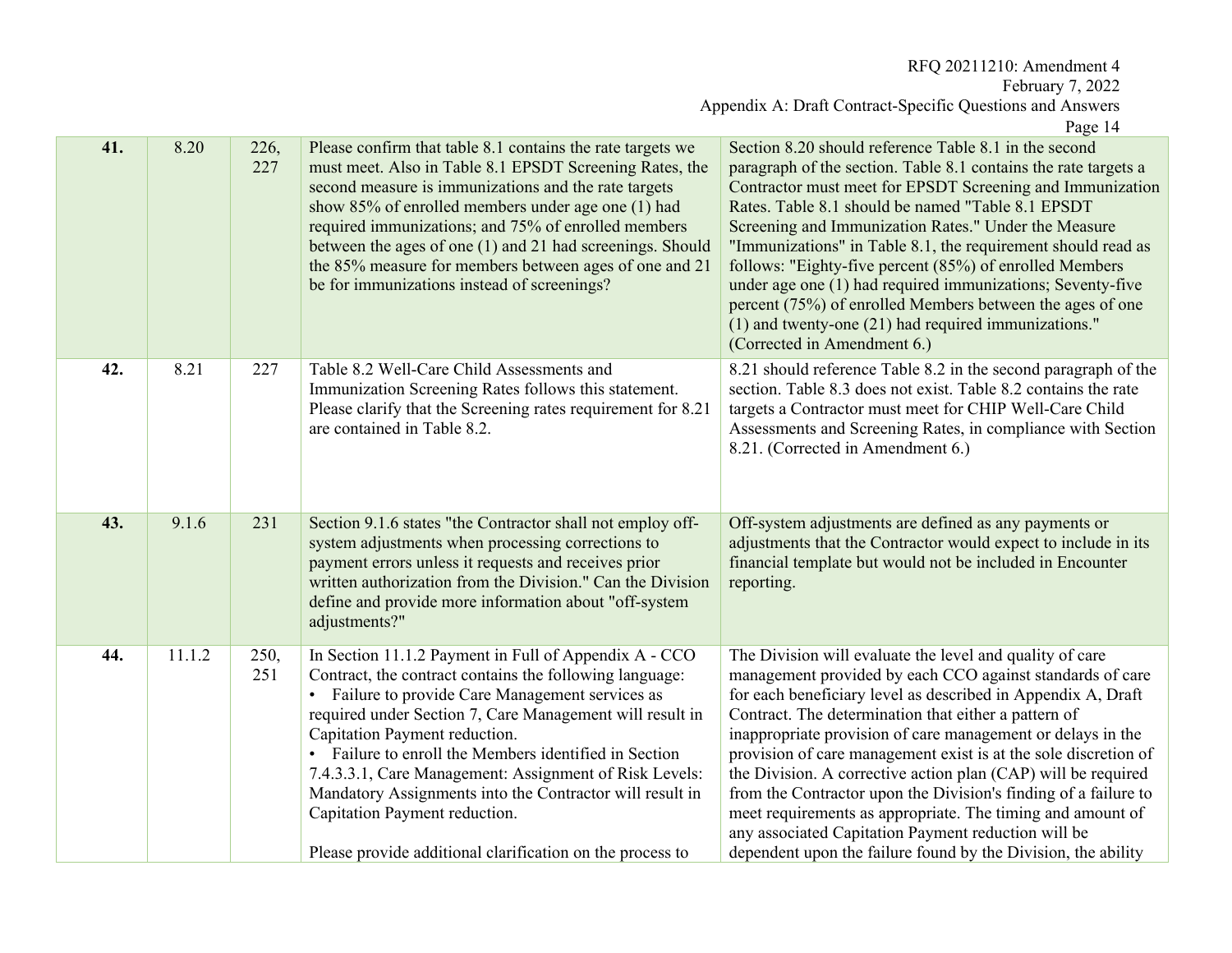| | | | | |
|---|---|---|---|---|
| **41.** | 8.20 | 226, 227 | Please confirm that table 8.1 contains the rate targets we must meet. Also in Table 8.1 EPSDT Screening Rates, the second measure is immunizations and the rate targets show 85% of enrolled members under age one (1) had required immunizations; and 75% of enrolled members between the ages of one (1) and 21 had screenings. Should the 85% measure for members between ages of one and 21 be for immunizations instead of screenings? | Section 8.20 should reference Table 8.1 in the second paragraph of the section. Table 8.1 contains the rate targets a Contractor must meet for EPSDT Screening and Immunization Rates. Table 8.1 should be named "Table 8.1 EPSDT Screening and Immunization Rates." Under the Measure "Immunizations" in Table 8.1, the requirement should read as follows: "Eighty-five percent (85%) of enrolled Members under age one (1) had required immunizations; Seventy-five percent (75%) of enrolled Members between the ages of one (1) and twenty-one (21) had required immunizations." (Corrected in Amendment 6.) |
| **42.** | 8.21 | 227 | Table 8.2 Well-Care Child Assessments and Immunization Screening Rates follows this statement. Please clarify that the Screening rates requirement for 8.21 are contained in Table 8.2. | 8.21 should reference Table 8.2 in the second paragraph of the section. Table 8.3 does not exist. Table 8.2 contains the rate targets a Contractor must meet for CHIP Well-Care Child Assessments and Screening Rates, in compliance with Section 8.21. (Corrected in Amendment 6.) |
| **43.** | 9.1.6 | 231 | Section 9.1.6 states "the Contractor shall not employ off-system adjustments when processing corrections to payment errors unless it requests and receives prior written authorization from the Division." Can the Division define and provide more information about "off-system adjustments?" | Off-system adjustments are defined as any payments or adjustments that the Contractor would expect to include in its financial template but would not be included in Encounter reporting. |
| **44.** | 11.1.2 | 250, 251 | In Section 11.1.2 Payment in Full of Appendix A - CCO Contract, the contract contains the following language:<br>• Failure to provide Care Management services as required under Section 7, Care Management will result in Capitation Payment reduction.<br>• Failure to enroll the Members identified in Section 7.4.3.3.1, Care Management: Assignment of Risk Levels: Mandatory Assignments into the Contractor will result in Capitation Payment reduction.<br><br>Please provide additional clarification on the process to | The Division will evaluate the level and quality of care management provided by each CCO against standards of care for each beneficiary level as described in Appendix A, Draft Contract. The determination that either a pattern of inappropriate provision of care management or delays in the provision of care management exist is at the sole discretion of the Division. A corrective action plan (CAP) will be required from the Contractor upon the Division's finding of a failure to meet requirements as appropriate. The timing and amount of any associated Capitation Payment reduction will be dependent upon the failure found by the Division, the ability |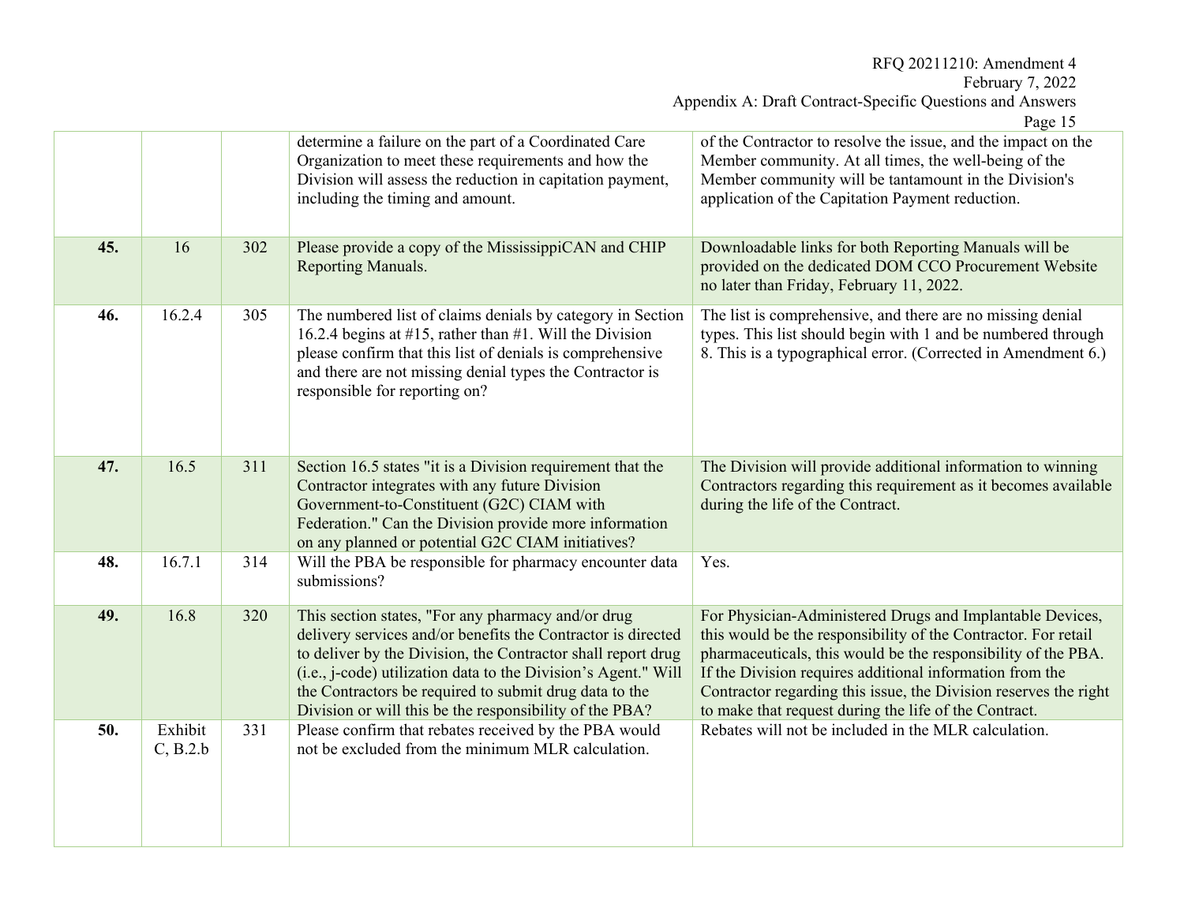| | | | | |
|---|---|---|---|---|
| | | | determine a failure on the part of a Coordinated Care Organization to meet these requirements and how the Division will assess the reduction in capitation payment, including the timing and amount. | of the Contractor to resolve the issue, and the impact on the Member community. At all times, the well-being of the Member community will be tantamount in the Division's application of the Capitation Payment reduction. |
| **45.** | 16 | 302 | Please provide a copy of the MississippiCAN and CHIP Reporting Manuals. | Downloadable links for both Reporting Manuals will be provided on the dedicated DOM CCO Procurement Website no later than Friday, February 11, 2022. |
| **46.** | 16.2.4 | 305 | The numbered list of claims denials by category in Section 16.2.4 begins at #15, rather than #1. Will the Division please confirm that this list of denials is comprehensive and there are not missing denial types the Contractor is responsible for reporting on? | The list is comprehensive, and there are no missing denial types. This list should begin with 1 and be numbered through 8. This is a typographical error. (Corrected in Amendment 6.) |
| **47.** | 16.5 | 311 | Section 16.5 states "it is a Division requirement that the Contractor integrates with any future Division Government-to-Constituent (G2C) CIAM with Federation." Can the Division provide more information on any planned or potential G2C CIAM initiatives? | The Division will provide additional information to winning Contractors regarding this requirement as it becomes available during the life of the Contract. |
| **48.** | 16.7.1 | 314 | Will the PBA be responsible for pharmacy encounter data submissions? | Yes. |
| **49.** | 16.8 | 320 | This section states, "For any pharmacy and/or drug delivery services and/or benefits the Contractor is directed to deliver by the Division, the Contractor shall report drug (i.e., j-code) utilization data to the Division's Agent." Will the Contractors be required to submit drug data to the Division or will this be the responsibility of the PBA? | For Physician-Administered Drugs and Implantable Devices, this would be the responsibility of the Contractor. For retail pharmaceuticals, this would be the responsibility of the PBA. If the Division requires additional information from the Contractor regarding this issue, the Division reserves the right to make that request during the life of the Contract. |
| **50.** | Exhibit C, B.2.b | 331 | Please confirm that rebates received by the PBA would not be excluded from the minimum MLR calculation. | Rebates will not be included in the MLR calculation. |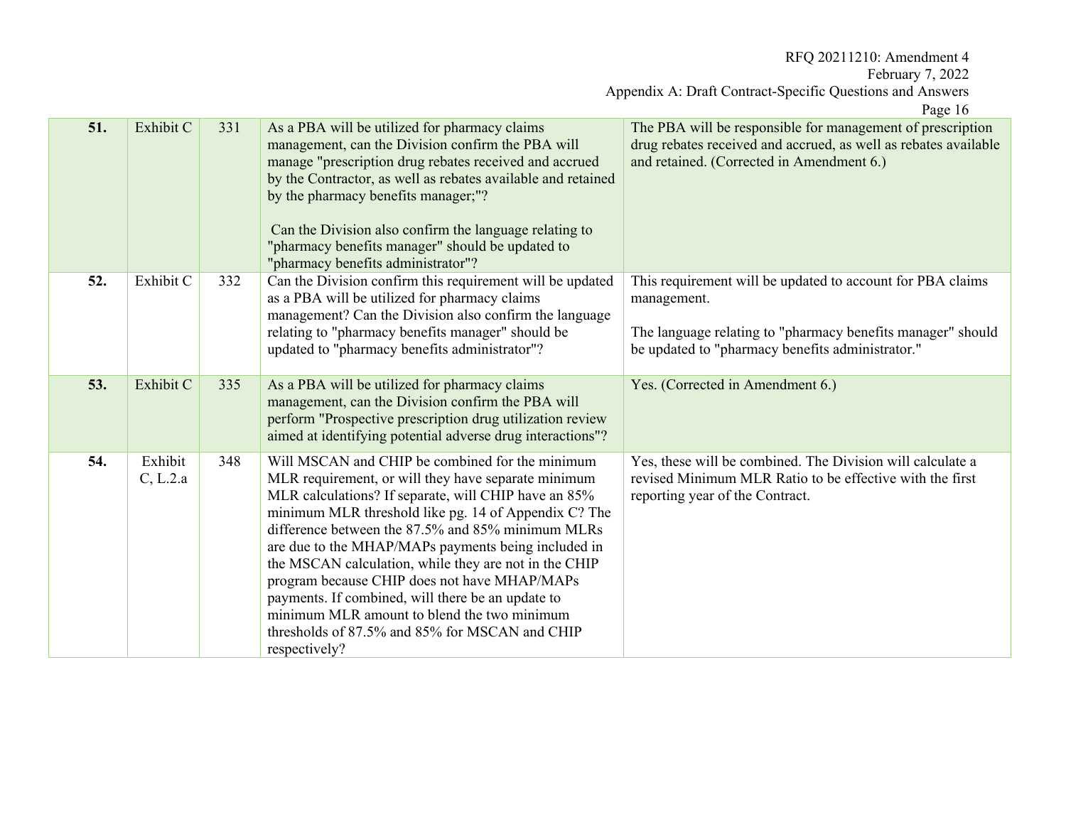| 51. | Exhibit C | 331 | As a PBA will be utilized for pharmacy claims management, can the Division confirm the PBA will manage "prescription drug rebates received and accrued by the Contractor, as well as rebates available and retained by the pharmacy benefits manager;"?<br><br>Can the Division also confirm the language relating to "pharmacy benefits manager" should be updated to "pharmacy benefits administrator"? | The PBA will be responsible for management of prescription drug rebates received and accrued, as well as rebates available and retained. (Corrected in Amendment 6.) |
|---|---|---|---|---|
| 52. | Exhibit C | 332 | Can the Division confirm this requirement will be updated as a PBA will be utilized for pharmacy claims management? Can the Division also confirm the language relating to "pharmacy benefits manager" should be updated to "pharmacy benefits administrator"? | This requirement will be updated to account for PBA claims management.<br><br>The language relating to "pharmacy benefits manager" should be updated to "pharmacy benefits administrator." |
| 53. | Exhibit C | 335 | As a PBA will be utilized for pharmacy claims management, can the Division confirm the PBA will perform "Prospective prescription drug utilization review aimed at identifying potential adverse drug interactions"? | Yes. (Corrected in Amendment 6.) |
| 54. | Exhibit C, L.2.a | 348 | Will MSCAN and CHIP be combined for the minimum MLR requirement, or will they have separate minimum MLR calculations? If separate, will CHIP have an 85% minimum MLR threshold like pg. 14 of Appendix C? The difference between the 87.5% and 85% minimum MLRs are due to the MHAP/MAPs payments being included in the MSCAN calculation, while they are not in the CHIP program because CHIP does not have MHAP/MAPs payments. If combined, will there be an update to minimum MLR amount to blend the two minimum thresholds of 87.5% and 85% for MSCAN and CHIP respectively? | Yes, these will be combined. The Division will calculate a revised Minimum MLR Ratio to be effective with the first reporting year of the Contract. |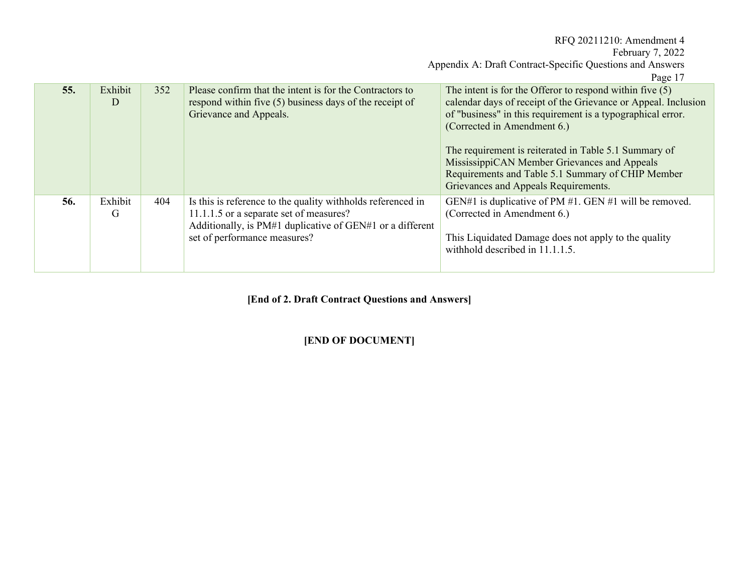| | | | | |
|---|---|---|---|---|
| **55.** | Exhibit D | 352 | Please confirm that the intent is for the Contractors to respond within five (5) business days of the receipt of Grievance and Appeals. | The intent is for the Offeror to respond within five (5) calendar days of receipt of the Grievance or Appeal. Inclusion of "business" in this requirement is a typographical error. (Corrected in Amendment 6.)<br><br>The requirement is reiterated in Table 5.1 Summary of MississippiCAN Member Grievances and Appeals Requirements and Table 5.1 Summary of CHIP Member Grievances and Appeals Requirements. |
| **56.** | Exhibit G | 404 | Is this is reference to the quality withholds referenced in 11.1.1.5 or a separate set of measures?<br>Additionally, is PM#1 duplicative of GEN#1 or a different set of performance measures? | GEN#1 is duplicative of PM #1. GEN #1 will be removed. (Corrected in Amendment 6.)<br><br>This Liquidated Damage does not apply to the quality withhold described in 11.1.1.5. |

**[End of 2. Draft Contract Questions and Answers]**

**[END OF DOCUMENT]**